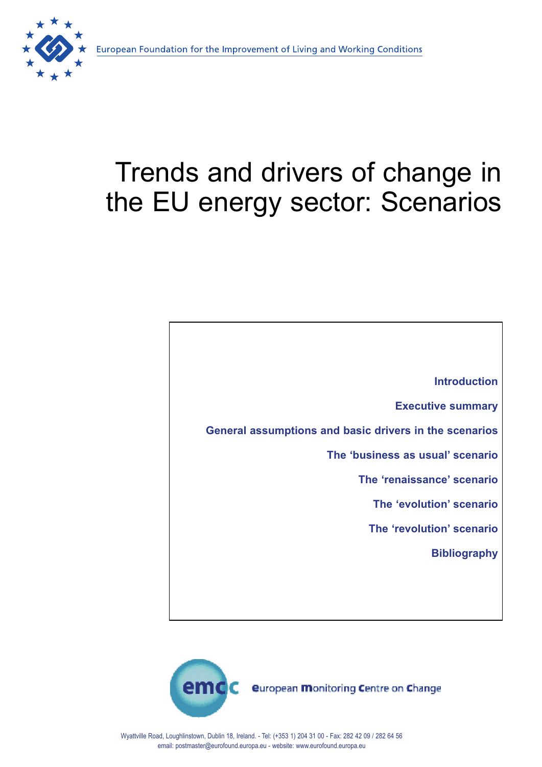European Foundation for the Improvement of Living and Working Conditions

# Trends and drivers of change in the EU energy sector: Scenarios

- Introduction
- Executive summary
- General assumptions and basic drivers in the scenarios
- The ‘business as usual’ scenario
- The ‘renaissance’ scenario
- The ‘evolution’ scenario
- The ‘revolution’ scenario
- Bibliography

emcc european Monitoring Centre on Change

Wyattville Road, Loughlinstown, Dublin 18, Ireland. - Tel: (+353 1) 204 31 00 - Fax: 282 42 09 / 282 64 56
email: postmaster@eurofound.europa.eu - website: www.eurofound.europa.eu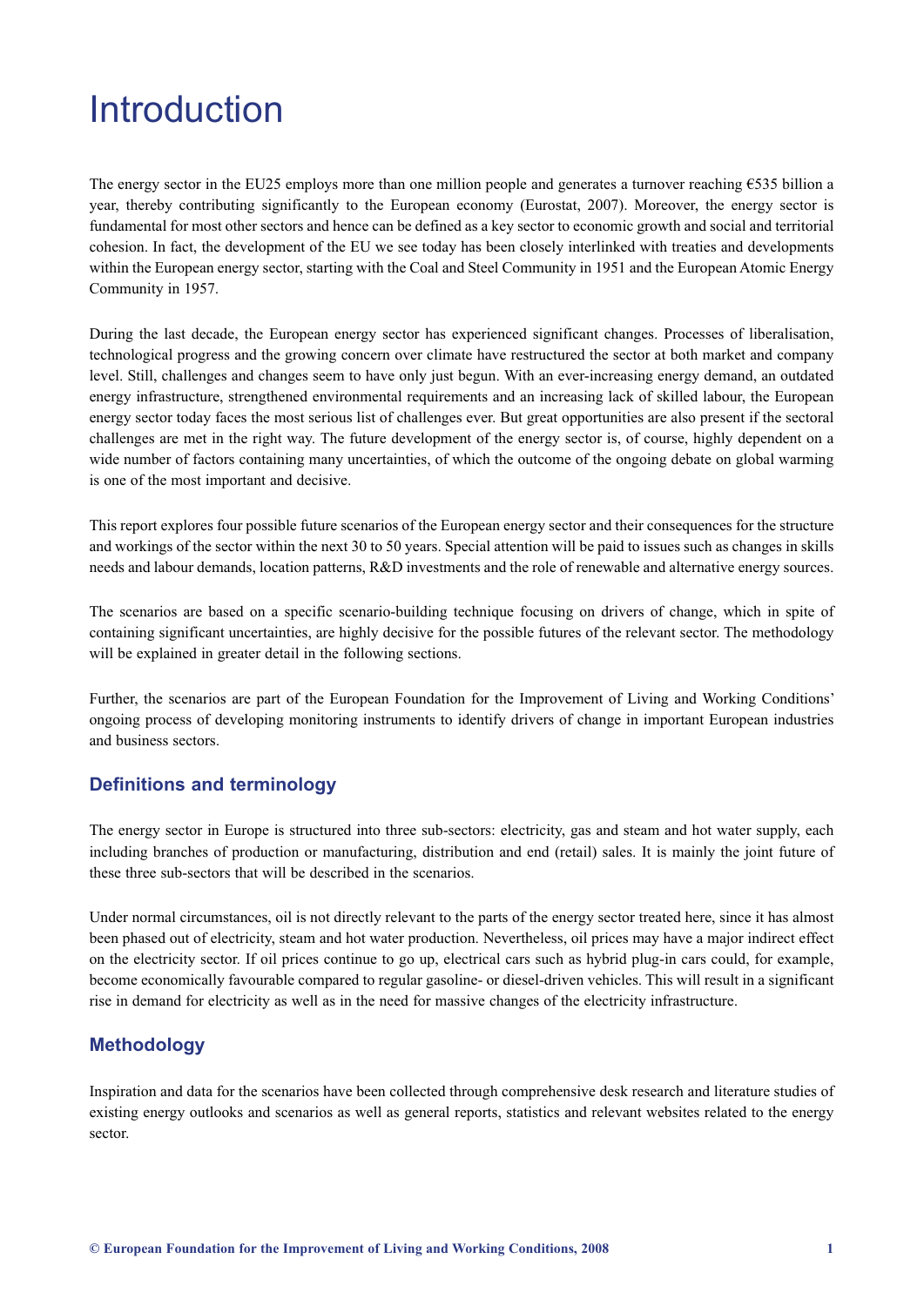# Introduction

The energy sector in the EU25 employs more than one million people and generates a turnover reaching €535 billion a year, thereby contributing significantly to the European economy (Eurostat, 2007). Moreover, the energy sector is fundamental for most other sectors and hence can be defined as a key sector to economic growth and social and territorial cohesion. In fact, the development of the EU we see today has been closely interlinked with treaties and developments within the European energy sector, starting with the Coal and Steel Community in 1951 and the European Atomic Energy Community in 1957.

During the last decade, the European energy sector has experienced significant changes. Processes of liberalisation, technological progress and the growing concern over climate have restructured the sector at both market and company level. Still, challenges and changes seem to have only just begun. With an ever-increasing energy demand, an outdated energy infrastructure, strengthened environmental requirements and an increasing lack of skilled labour, the European energy sector today faces the most serious list of challenges ever. But great opportunities are also present if the sectoral challenges are met in the right way. The future development of the energy sector is, of course, highly dependent on a wide number of factors containing many uncertainties, of which the outcome of the ongoing debate on global warming is one of the most important and decisive.

This report explores four possible future scenarios of the European energy sector and their consequences for the structure and workings of the sector within the next 30 to 50 years. Special attention will be paid to issues such as changes in skills needs and labour demands, location patterns, R&D investments and the role of renewable and alternative energy sources.

The scenarios are based on a specific scenario-building technique focusing on drivers of change, which in spite of containing significant uncertainties, are highly decisive for the possible futures of the relevant sector. The methodology will be explained in greater detail in the following sections.

Further, the scenarios are part of the European Foundation for the Improvement of Living and Working Conditions' ongoing process of developing monitoring instruments to identify drivers of change in important European industries and business sectors.

## Definitions and terminology

The energy sector in Europe is structured into three sub-sectors: electricity, gas and steam and hot water supply, each including branches of production or manufacturing, distribution and end (retail) sales. It is mainly the joint future of these three sub-sectors that will be described in the scenarios.

Under normal circumstances, oil is not directly relevant to the parts of the energy sector treated here, since it has almost been phased out of electricity, steam and hot water production. Nevertheless, oil prices may have a major indirect effect on the electricity sector. If oil prices continue to go up, electrical cars such as hybrid plug-in cars could, for example, become economically favourable compared to regular gasoline- or diesel-driven vehicles. This will result in a significant rise in demand for electricity as well as in the need for massive changes of the electricity infrastructure.

## Methodology

Inspiration and data for the scenarios have been collected through comprehensive desk research and literature studies of existing energy outlooks and scenarios as well as general reports, statistics and relevant websites related to the energy sector.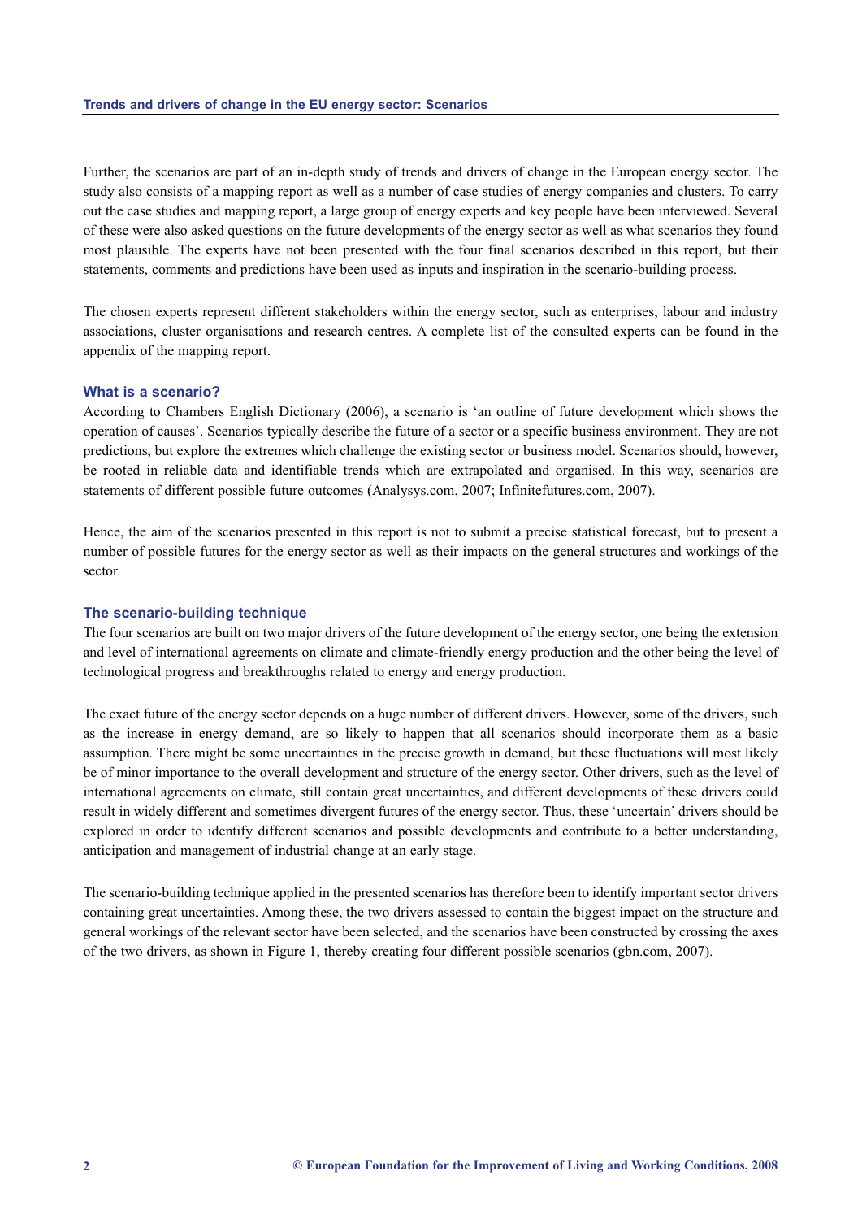Further, the scenarios are part of an in-depth study of trends and drivers of change in the European energy sector. The study also consists of a mapping report as well as a number of case studies of energy companies and clusters. To carry out the case studies and mapping report, a large group of energy experts and key people have been interviewed. Several of these were also asked questions on the future developments of the energy sector as well as what scenarios they found most plausible. The experts have not been presented with the four final scenarios described in this report, but their statements, comments and predictions have been used as inputs and inspiration in the scenario-building process.

The chosen experts represent different stakeholders within the energy sector, such as enterprises, labour and industry associations, cluster organisations and research centres. A complete list of the consulted experts can be found in the appendix of the mapping report.

### What is a scenario?

According to Chambers English Dictionary (2006), a scenario is 'an outline of future development which shows the operation of causes'. Scenarios typically describe the future of a sector or a specific business environment. They are not predictions, but explore the extremes which challenge the existing sector or business model. Scenarios should, however, be rooted in reliable data and identifiable trends which are extrapolated and organised. In this way, scenarios are statements of different possible future outcomes (Analysys.com, 2007; Infinitefutures.com, 2007).

Hence, the aim of the scenarios presented in this report is not to submit a precise statistical forecast, but to present a number of possible futures for the energy sector as well as their impacts on the general structures and workings of the sector.

### The scenario-building technique

The four scenarios are built on two major drivers of the future development of the energy sector, one being the extension and level of international agreements on climate and climate-friendly energy production and the other being the level of technological progress and breakthroughs related to energy and energy production.

The exact future of the energy sector depends on a huge number of different drivers. However, some of the drivers, such as the increase in energy demand, are so likely to happen that all scenarios should incorporate them as a basic assumption. There might be some uncertainties in the precise growth in demand, but these fluctuations will most likely be of minor importance to the overall development and structure of the energy sector. Other drivers, such as the level of international agreements on climate, still contain great uncertainties, and different developments of these drivers could result in widely different and sometimes divergent futures of the energy sector. Thus, these 'uncertain' drivers should be explored in order to identify different scenarios and possible developments and contribute to a better understanding, anticipation and management of industrial change at an early stage.

The scenario-building technique applied in the presented scenarios has therefore been to identify important sector drivers containing great uncertainties. Among these, the two drivers assessed to contain the biggest impact on the structure and general workings of the relevant sector have been selected, and the scenarios have been constructed by crossing the axes of the two drivers, as shown in Figure 1, thereby creating four different possible scenarios (gbn.com, 2007).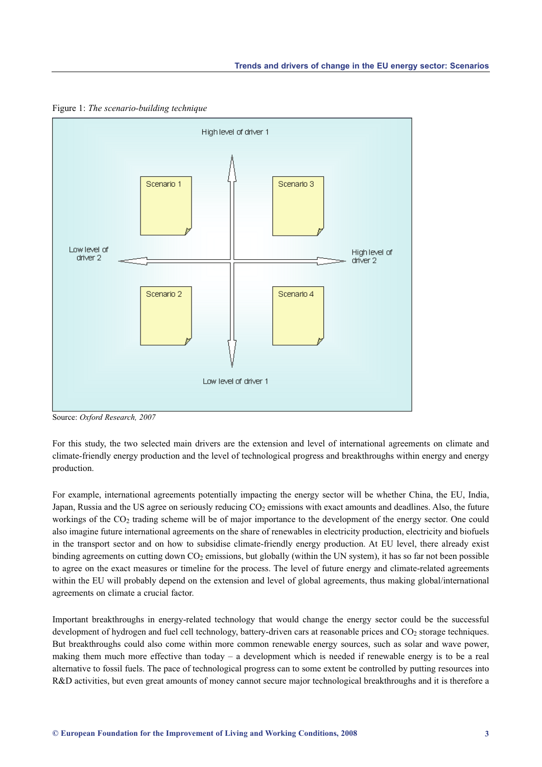Figure 1: *The scenario-building technique*

Source: *Oxford Research, 2007*

For this study, the two selected main drivers are the extension and level of international agreements on climate and climate-friendly energy production and the level of technological progress and breakthroughs within energy and energy production.

For example, international agreements potentially impacting the energy sector will be whether China, the EU, India, Japan, Russia and the US agree on seriously reducing $CO_2$ emissions with exact amounts and deadlines. Also, the future workings of the $CO_2$ trading scheme will be of major importance to the development of the energy sector. One could also imagine future international agreements on the share of renewables in electricity production, electricity and biofuels in the transport sector and on how to subsidise climate-friendly energy production. At EU level, there already exist binding agreements on cutting down $CO_2$ emissions, but globally (within the UN system), it has so far not been possible to agree on the exact measures or timeline for the process. The level of future energy and climate-related agreements within the EU will probably depend on the extension and level of global agreements, thus making global/international agreements on climate a crucial factor.

Important breakthroughs in energy-related technology that would change the energy sector could be the successful development of hydrogen and fuel cell technology, battery-driven cars at reasonable prices and $CO_2$ storage techniques. But breakthroughs could also come within more common renewable energy sources, such as solar and wave power, making them much more effective than today – a development which is needed if renewable energy is to be a real alternative to fossil fuels. The pace of technological progress can to some extent be controlled by putting resources into R&D activities, but even great amounts of money cannot secure major technological breakthroughs and it is therefore a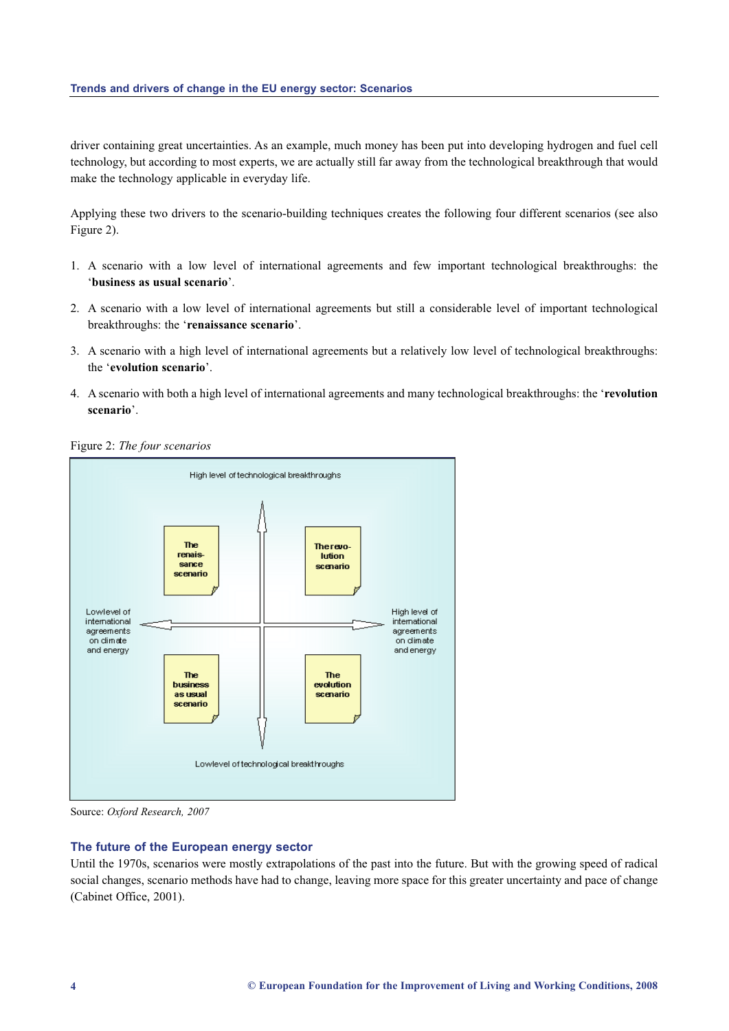driver containing great uncertainties. As an example, much money has been put into developing hydrogen and fuel cell technology, but according to most experts, we are actually still far away from the technological breakthrough that would make the technology applicable in everyday life.

Applying these two drivers to the scenario-building techniques creates the following four different scenarios (see also Figure 2).

1. A scenario with a low level of international agreements and few important technological breakthroughs: the '**business as usual scenario**'.
2. A scenario with a low level of international agreements but still a considerable level of important technological breakthroughs: the '**renaissance scenario**'.
3. A scenario with a high level of international agreements but a relatively low level of technological breakthroughs: the '**evolution scenario**'.
4. A scenario with both a high level of international agreements and many technological breakthroughs: the '**revolution scenario**'.

Figure 2: *The four scenarios*

High level of technological breakthroughs

The renaissance scenario | The revolution scenario

Low level of international agreements on climate and energy | High level of international agreements on climate and energy

The business as usual scenario | The evolution scenario

Low level of technological breakthroughs

Source: *Oxford Research, 2007*

## The future of the European energy sector

Until the 1970s, scenarios were mostly extrapolations of the past into the future. But with the growing speed of radical social changes, scenario methods have had to change, leaving more space for this greater uncertainty and pace of change (Cabinet Office, 2001).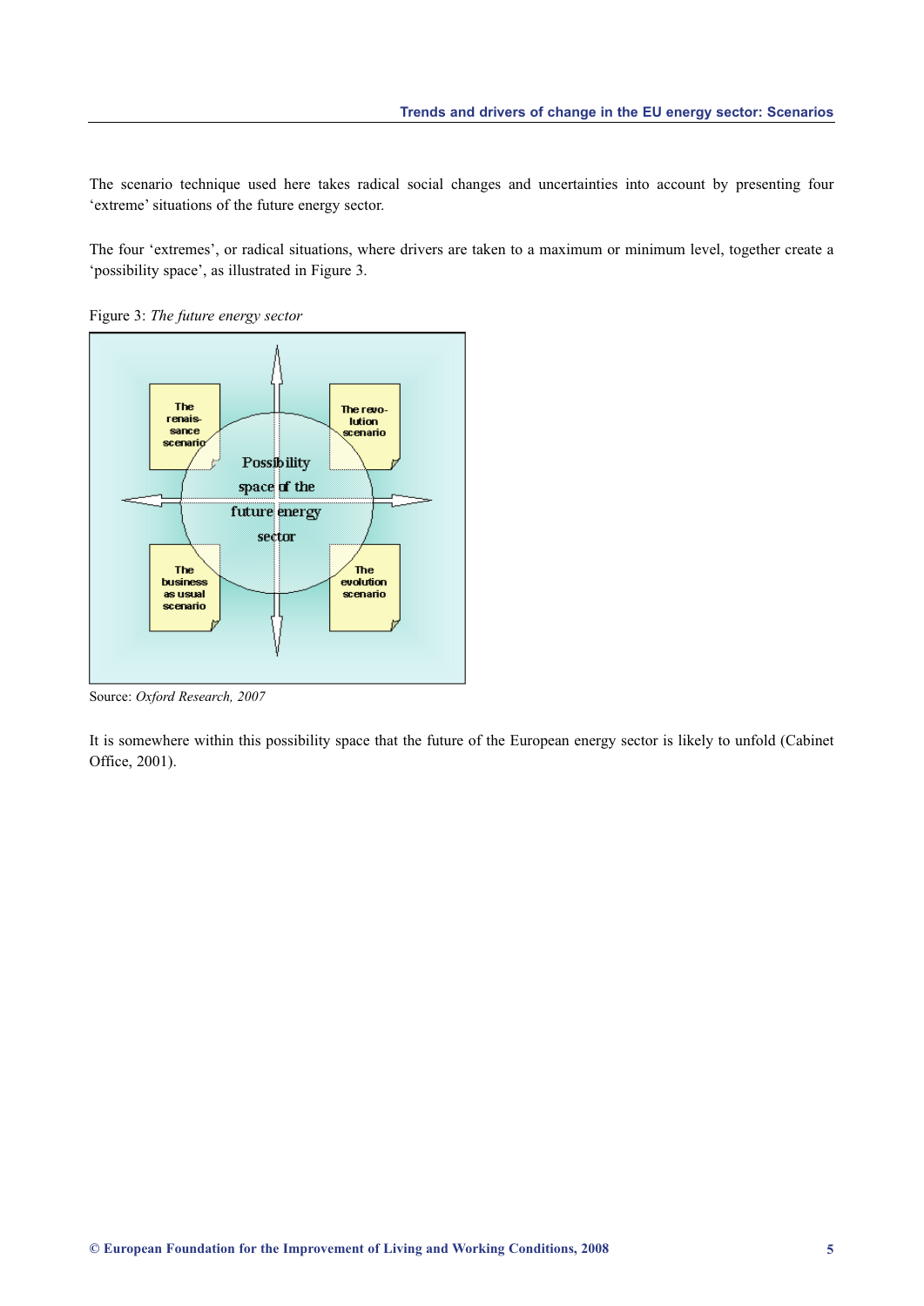The scenario technique used here takes radical social changes and uncertainties into account by presenting four ‘extreme’ situations of the future energy sector.

The four ‘extremes’, or radical situations, where drivers are taken to a maximum or minimum level, together create a ‘possibility space’, as illustrated in Figure 3.

Figure 3: *The future energy sector*

Source: *Oxford Research, 2007*

It is somewhere within this possibility space that the future of the European energy sector is likely to unfold (Cabinet Office, 2001).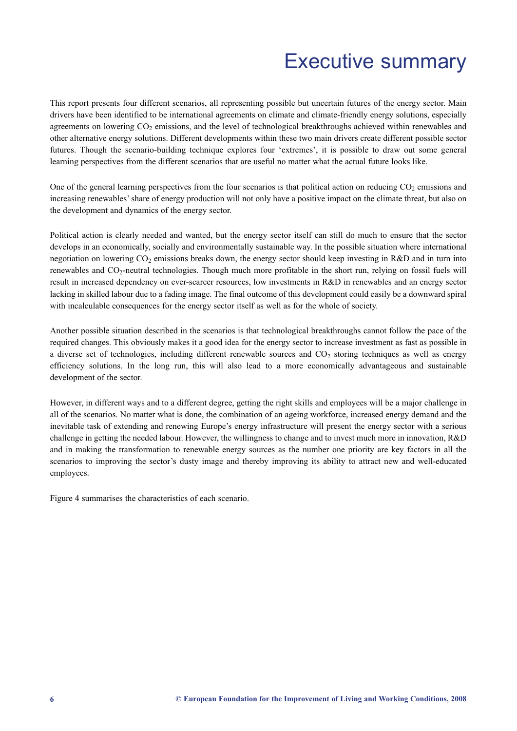# Executive summary

This report presents four different scenarios, all representing possible but uncertain futures of the energy sector. Main drivers have been identified to be international agreements on climate and climate-friendly energy solutions, especially agreements on lowering $CO_2$ emissions, and the level of technological breakthroughs achieved within renewables and other alternative energy solutions. Different developments within these two main drivers create different possible sector futures. Though the scenario-building technique explores four 'extremes', it is possible to draw out some general learning perspectives from the different scenarios that are useful no matter what the actual future looks like.

One of the general learning perspectives from the four scenarios is that political action on reducing $CO_2$ emissions and increasing renewables' share of energy production will not only have a positive impact on the climate threat, but also on the development and dynamics of the energy sector.

Political action is clearly needed and wanted, but the energy sector itself can still do much to ensure that the sector develops in an economically, socially and environmentally sustainable way. In the possible situation where international negotiation on lowering $CO_2$ emissions breaks down, the energy sector should keep investing in R&D and in turn into renewables and $CO_2$-neutral technologies. Though much more profitable in the short run, relying on fossil fuels will result in increased dependency on ever-scarcer resources, low investments in R&D in renewables and an energy sector lacking in skilled labour due to a fading image. The final outcome of this development could easily be a downward spiral with incalculable consequences for the energy sector itself as well as for the whole of society.

Another possible situation described in the scenarios is that technological breakthroughs cannot follow the pace of the required changes. This obviously makes it a good idea for the energy sector to increase investment as fast as possible in a diverse set of technologies, including different renewable sources and $CO_2$ storing techniques as well as energy efficiency solutions. In the long run, this will also lead to a more economically advantageous and sustainable development of the sector.

However, in different ways and to a different degree, getting the right skills and employees will be a major challenge in all of the scenarios. No matter what is done, the combination of an ageing workforce, increased energy demand and the inevitable task of extending and renewing Europe's energy infrastructure will present the energy sector with a serious challenge in getting the needed labour. However, the willingness to change and to invest much more in innovation, R&D and in making the transformation to renewable energy sources as the number one priority are key factors in all the scenarios to improving the sector's dusty image and thereby improving its ability to attract new and well-educated employees.

Figure 4 summarises the characteristics of each scenario.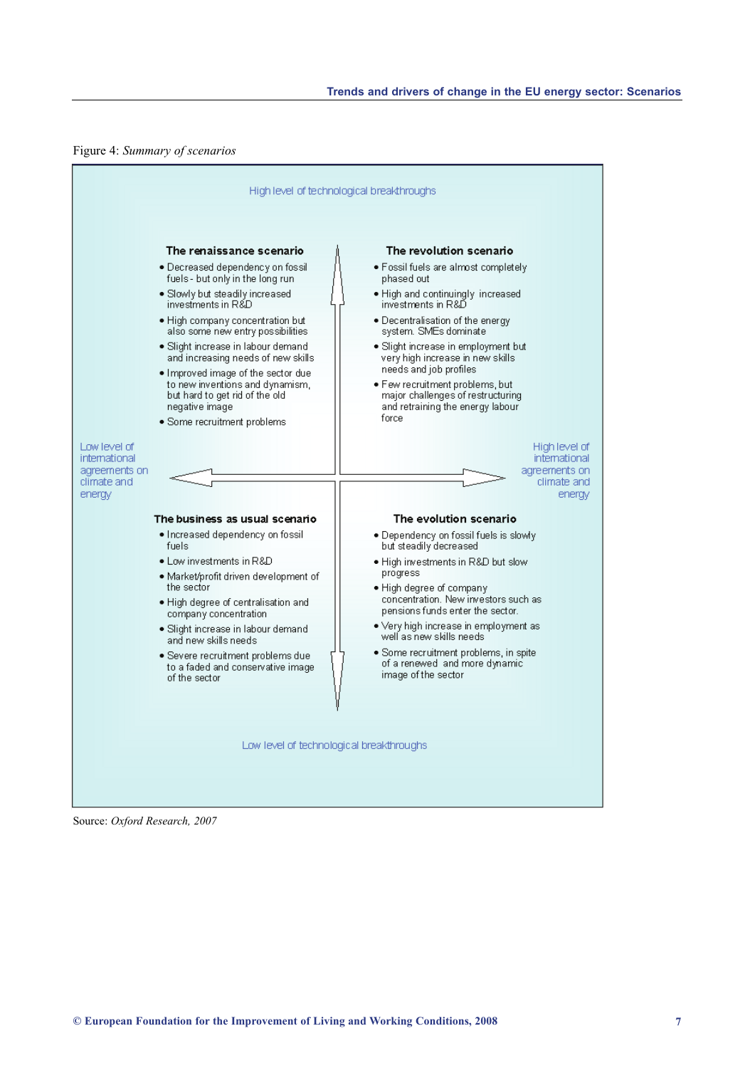Figure 4: *Summary of scenarios*

High level of technological breakthroughs

Low level of international agreements on climate and energy

High level of international agreements on climate and energy

Low level of technological breakthroughs

**The renaissance scenario**

- Decreased dependency on fossil fuels - but only in the long run
- Slowly but steadily increased investments in R&D
- High company concentration but also some new entry possibilities
- Slight increase in labour demand and increasing needs of new skills
- Improved image of the sector due to new inventions and dynamism, but hard to get rid of the old negative image
- Some recruitment problems

**The revolution scenario**

- Fossil fuels are almost completely phased out
- High and continuingly increased investments in R&D
- Decentralisation of the energy system. SMEs dominate
- Slight increase in employment but very high increase in new skills needs and job profiles
- Few recruitment problems, but major challenges of restructuring and retraining the energy labour force

**The business as usual scenario**

- Increased dependency on fossil fuels
- Low investments in R&D
- Market/profit driven development of the sector
- High degree of centralisation and company concentration
- Slight increase in labour demand and new skills needs
- Severe recruitment problems due to a faded and conservative image of the sector

**The evolution scenario**

- Dependency on fossil fuels is slowly but steadily decreased
- High investments in R&D but slow progress
- High degree of company concentration. New investors such as pensions funds enter the sector.
- Very high increase in employment as well as new skills needs
- Some recruitment problems, in spite of a renewed and more dynamic image of the sector

Source: *Oxford Research, 2007*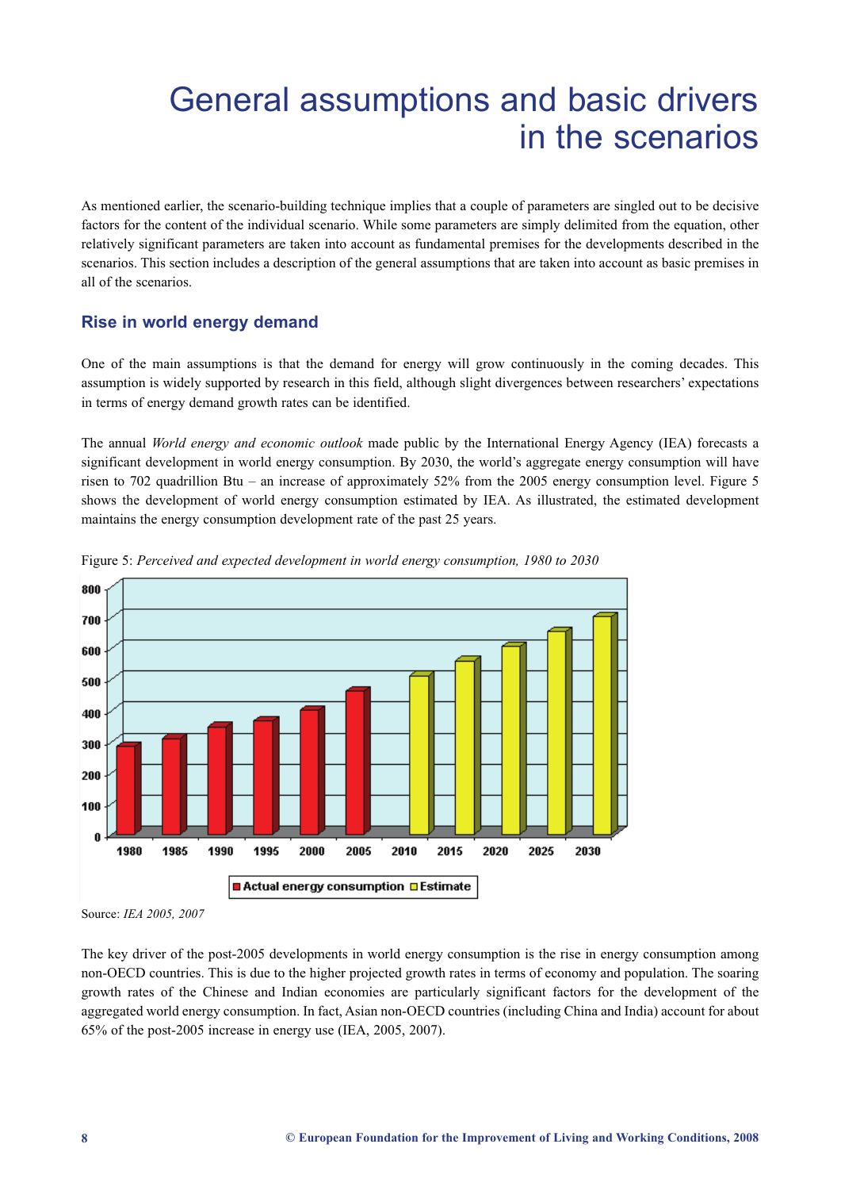# General assumptions and basic drivers in the scenarios

As mentioned earlier, the scenario-building technique implies that a couple of parameters are singled out to be decisive factors for the content of the individual scenario. While some parameters are simply delimited from the equation, other relatively significant parameters are taken into account as fundamental premises for the developments described in the scenarios. This section includes a description of the general assumptions that are taken into account as basic premises in all of the scenarios.

## Rise in world energy demand

One of the main assumptions is that the demand for energy will grow continuously in the coming decades. This assumption is widely supported by research in this field, although slight divergences between researchers' expectations in terms of energy demand growth rates can be identified.

The annual *World energy and economic outlook* made public by the International Energy Agency (IEA) forecasts a significant development in world energy consumption. By 2030, the world's aggregate energy consumption will have risen to 702 quadrillion Btu – an increase of approximately 52% from the 2005 energy consumption level. Figure 5 shows the development of world energy consumption estimated by IEA. As illustrated, the estimated development maintains the energy consumption development rate of the past 25 years.

Figure 5: *Perceived and expected development in world energy consumption, 1980 to 2030*

Source: *IEA 2005, 2007*

The key driver of the post-2005 developments in world energy consumption is the rise in energy consumption among non-OECD countries. This is due to the higher projected growth rates in terms of economy and population. The soaring growth rates of the Chinese and Indian economies are particularly significant factors for the development of the aggregated world energy consumption. In fact, Asian non-OECD countries (including China and India) account for about 65% of the post-2005 increase in energy use (IEA, 2005, 2007).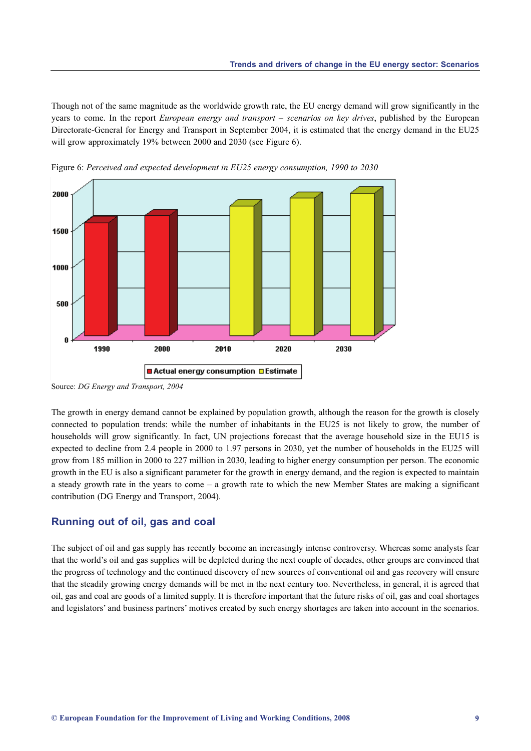Though not of the same magnitude as the worldwide growth rate, the EU energy demand will grow significantly in the years to come. In the report *European energy and transport – scenarios on key drives*, published by the European Directorate-General for Energy and Transport in September 2004, it is estimated that the energy demand in the EU25 will grow approximately 19% between 2000 and 2030 (see Figure 6).

Figure 6: *Perceived and expected development in EU25 energy consumption, 1990 to 2030*

Source: *DG Energy and Transport, 2004*

The growth in energy demand cannot be explained by population growth, although the reason for the growth is closely connected to population trends: while the number of inhabitants in the EU25 is not likely to grow, the number of households will grow significantly. In fact, UN projections forecast that the average household size in the EU15 is expected to decline from 2.4 people in 2000 to 1.97 persons in 2030, yet the number of households in the EU25 will grow from 185 million in 2000 to 227 million in 2030, leading to higher energy consumption per person. The economic growth in the EU is also a significant parameter for the growth in energy demand, and the region is expected to maintain a steady growth rate in the years to come – a growth rate to which the new Member States are making a significant contribution (DG Energy and Transport, 2004).

## Running out of oil, gas and coal

The subject of oil and gas supply has recently become an increasingly intense controversy. Whereas some analysts fear that the world's oil and gas supplies will be depleted during the next couple of decades, other groups are convinced that the progress of technology and the continued discovery of new sources of conventional oil and gas recovery will ensure that the steadily growing energy demands will be met in the next century too. Nevertheless, in general, it is agreed that oil, gas and coal are goods of a limited supply. It is therefore important that the future risks of oil, gas and coal shortages and legislators' and business partners' motives created by such energy shortages are taken into account in the scenarios.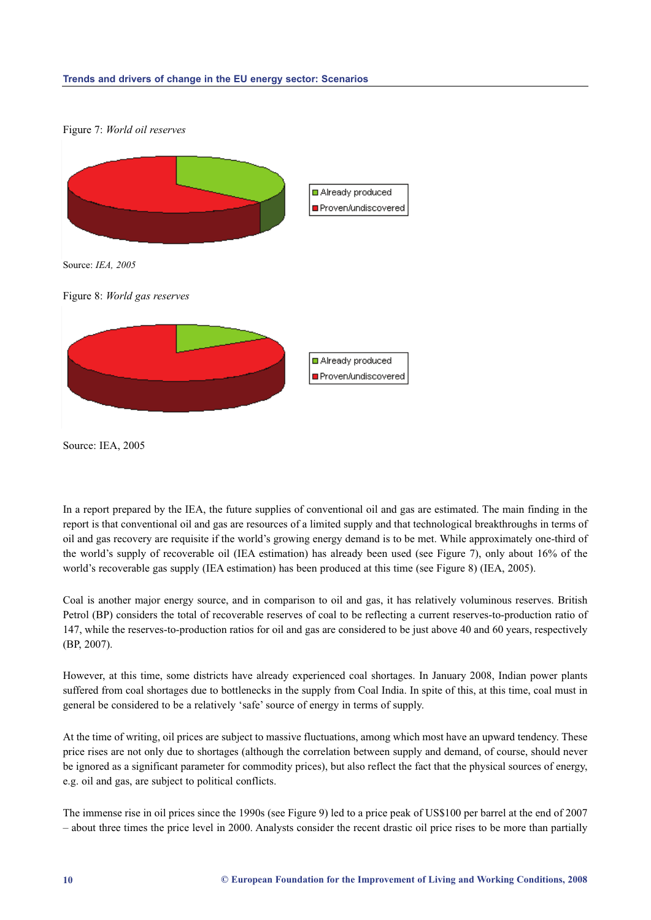Figure 7: *World oil reserves*

Source: *IEA, 2005*

Figure 8: *World gas reserves*

Source: IEA, 2005

In a report prepared by the IEA, the future supplies of conventional oil and gas are estimated. The main finding in the report is that conventional oil and gas are resources of a limited supply and that technological breakthroughs in terms of oil and gas recovery are requisite if the world's growing energy demand is to be met. While approximately one-third of the world's supply of recoverable oil (IEA estimation) has already been used (see Figure 7), only about 16% of the world's recoverable gas supply (IEA estimation) has been produced at this time (see Figure 8) (IEA, 2005).

Coal is another major energy source, and in comparison to oil and gas, it has relatively voluminous reserves. British Petrol (BP) considers the total of recoverable reserves of coal to be reflecting a current reserves-to-production ratio of 147, while the reserves-to-production ratios for oil and gas are considered to be just above 40 and 60 years, respectively (BP, 2007).

However, at this time, some districts have already experienced coal shortages. In January 2008, Indian power plants suffered from coal shortages due to bottlenecks in the supply from Coal India. In spite of this, at this time, coal must in general be considered to be a relatively 'safe' source of energy in terms of supply.

At the time of writing, oil prices are subject to massive fluctuations, among which most have an upward tendency. These price rises are not only due to shortages (although the correlation between supply and demand, of course, should never be ignored as a significant parameter for commodity prices), but also reflect the fact that the physical sources of energy, e.g. oil and gas, are subject to political conflicts.

The immense rise in oil prices since the 1990s (see Figure 9) led to a price peak of US$100 per barrel at the end of 2007 – about three times the price level in 2000. Analysts consider the recent drastic oil price rises to be more than partially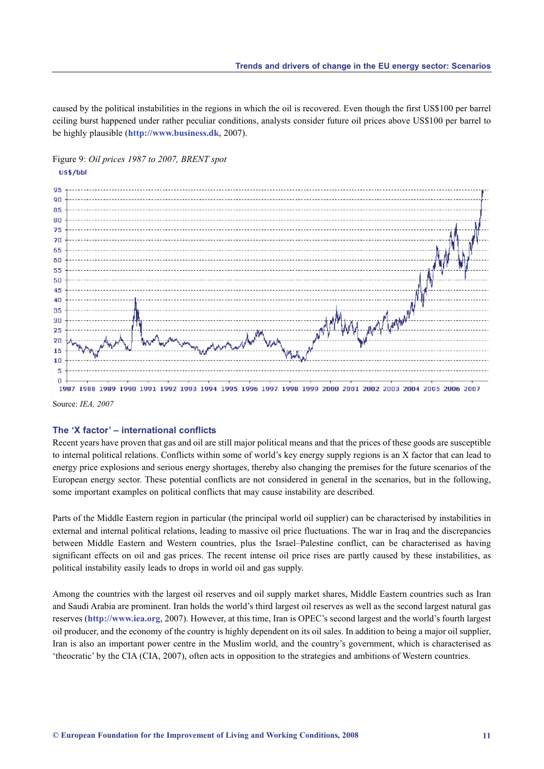caused by the political instabilities in the regions in which the oil is recovered. Even though the first US$100 per barrel ceiling burst happened under rather peculiar conditions, analysts consider future oil prices above US$100 per barrel to be highly plausible (**http://www.business.dk**, 2007).

Figure 9: *Oil prices 1987 to 2007, BRENT spot*

Source: *IEA, 2007*

### The 'X factor' – international conflicts

Recent years have proven that gas and oil are still major political means and that the prices of these goods are susceptible to internal political relations. Conflicts within some of world's key energy supply regions is an X factor that can lead to energy price explosions and serious energy shortages, thereby also changing the premises for the future scenarios of the European energy sector. These potential conflicts are not considered in general in the scenarios, but in the following, some important examples on political conflicts that may cause instability are described.

Parts of the Middle Eastern region in particular (the principal world oil supplier) can be characterised by instabilities in external and internal political relations, leading to massive oil price fluctuations. The war in Iraq and the discrepancies between Middle Eastern and Western countries, plus the Israel–Palestine conflict, can be characterised as having significant effects on oil and gas prices. The recent intense oil price rises are partly caused by these instabilities, as political instability easily leads to drops in world oil and gas supply.

Among the countries with the largest oil reserves and oil supply market shares, Middle Eastern countries such as Iran and Saudi Arabia are prominent. Iran holds the world's third largest oil reserves as well as the second largest natural gas reserves (**http://www.iea.org**, 2007). However, at this time, Iran is OPEC's second largest and the world's fourth largest oil producer, and the economy of the country is highly dependent on its oil sales. In addition to being a major oil supplier, Iran is also an important power centre in the Muslim world, and the country's government, which is characterised as 'theocratic' by the CIA (CIA, 2007), often acts in opposition to the strategies and ambitions of Western countries.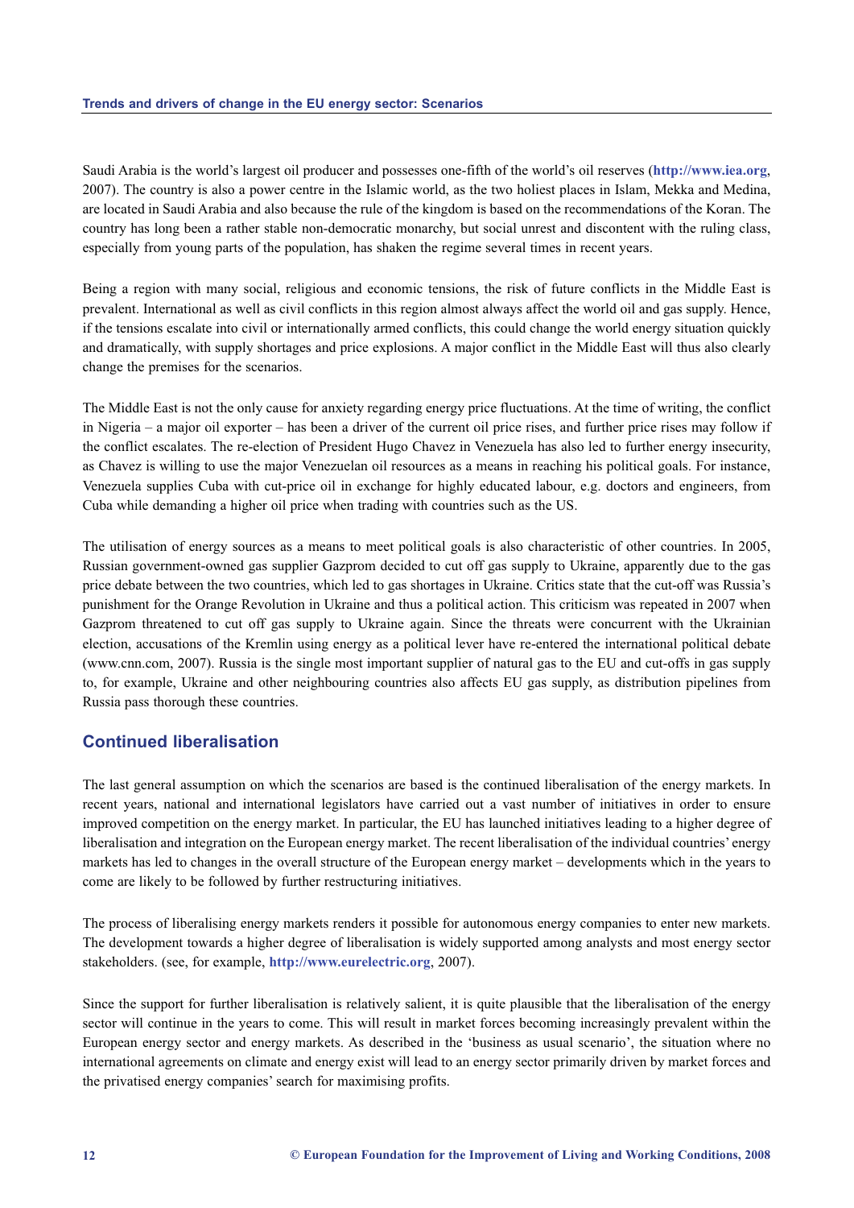Saudi Arabia is the world's largest oil producer and possesses one-fifth of the world's oil reserves (**http://www.iea.org**, 2007). The country is also a power centre in the Islamic world, as the two holiest places in Islam, Mekka and Medina, are located in Saudi Arabia and also because the rule of the kingdom is based on the recommendations of the Koran. The country has long been a rather stable non-democratic monarchy, but social unrest and discontent with the ruling class, especially from young parts of the population, has shaken the regime several times in recent years.

Being a region with many social, religious and economic tensions, the risk of future conflicts in the Middle East is prevalent. International as well as civil conflicts in this region almost always affect the world oil and gas supply. Hence, if the tensions escalate into civil or internationally armed conflicts, this could change the world energy situation quickly and dramatically, with supply shortages and price explosions. A major conflict in the Middle East will thus also clearly change the premises for the scenarios.

The Middle East is not the only cause for anxiety regarding energy price fluctuations. At the time of writing, the conflict in Nigeria – a major oil exporter – has been a driver of the current oil price rises, and further price rises may follow if the conflict escalates. The re-election of President Hugo Chavez in Venezuela has also led to further energy insecurity, as Chavez is willing to use the major Venezuelan oil resources as a means in reaching his political goals. For instance, Venezuela supplies Cuba with cut-price oil in exchange for highly educated labour, e.g. doctors and engineers, from Cuba while demanding a higher oil price when trading with countries such as the US.

The utilisation of energy sources as a means to meet political goals is also characteristic of other countries. In 2005, Russian government-owned gas supplier Gazprom decided to cut off gas supply to Ukraine, apparently due to the gas price debate between the two countries, which led to gas shortages in Ukraine. Critics state that the cut-off was Russia's punishment for the Orange Revolution in Ukraine and thus a political action. This criticism was repeated in 2007 when Gazprom threatened to cut off gas supply to Ukraine again. Since the threats were concurrent with the Ukrainian election, accusations of the Kremlin using energy as a political lever have re-entered the international political debate (www.cnn.com, 2007). Russia is the single most important supplier of natural gas to the EU and cut-offs in gas supply to, for example, Ukraine and other neighbouring countries also affects EU gas supply, as distribution pipelines from Russia pass thorough these countries.

## Continued liberalisation

The last general assumption on which the scenarios are based is the continued liberalisation of the energy markets. In recent years, national and international legislators have carried out a vast number of initiatives in order to ensure improved competition on the energy market. In particular, the EU has launched initiatives leading to a higher degree of liberalisation and integration on the European energy market. The recent liberalisation of the individual countries' energy markets has led to changes in the overall structure of the European energy market – developments which in the years to come are likely to be followed by further restructuring initiatives.

The process of liberalising energy markets renders it possible for autonomous energy companies to enter new markets. The development towards a higher degree of liberalisation is widely supported among analysts and most energy sector stakeholders. (see, for example, **http://www.eurelectric.org**, 2007).

Since the support for further liberalisation is relatively salient, it is quite plausible that the liberalisation of the energy sector will continue in the years to come. This will result in market forces becoming increasingly prevalent within the European energy sector and energy markets. As described in the 'business as usual scenario', the situation where no international agreements on climate and energy exist will lead to an energy sector primarily driven by market forces and the privatised energy companies' search for maximising profits.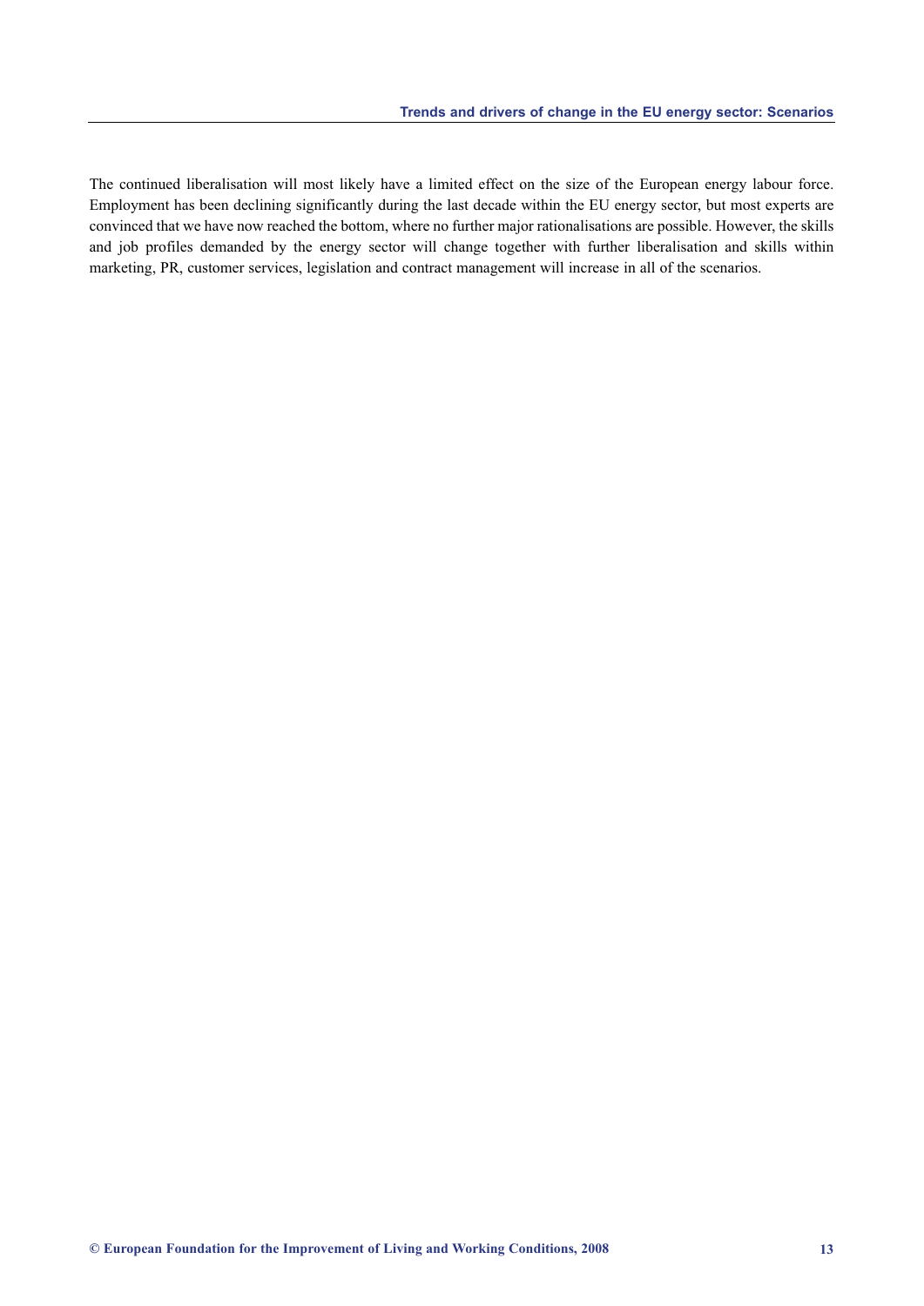The continued liberalisation will most likely have a limited effect on the size of the European energy labour force. Employment has been declining significantly during the last decade within the EU energy sector, but most experts are convinced that we have now reached the bottom, where no further major rationalisations are possible. However, the skills and job profiles demanded by the energy sector will change together with further liberalisation and skills within marketing, PR, customer services, legislation and contract management will increase in all of the scenarios.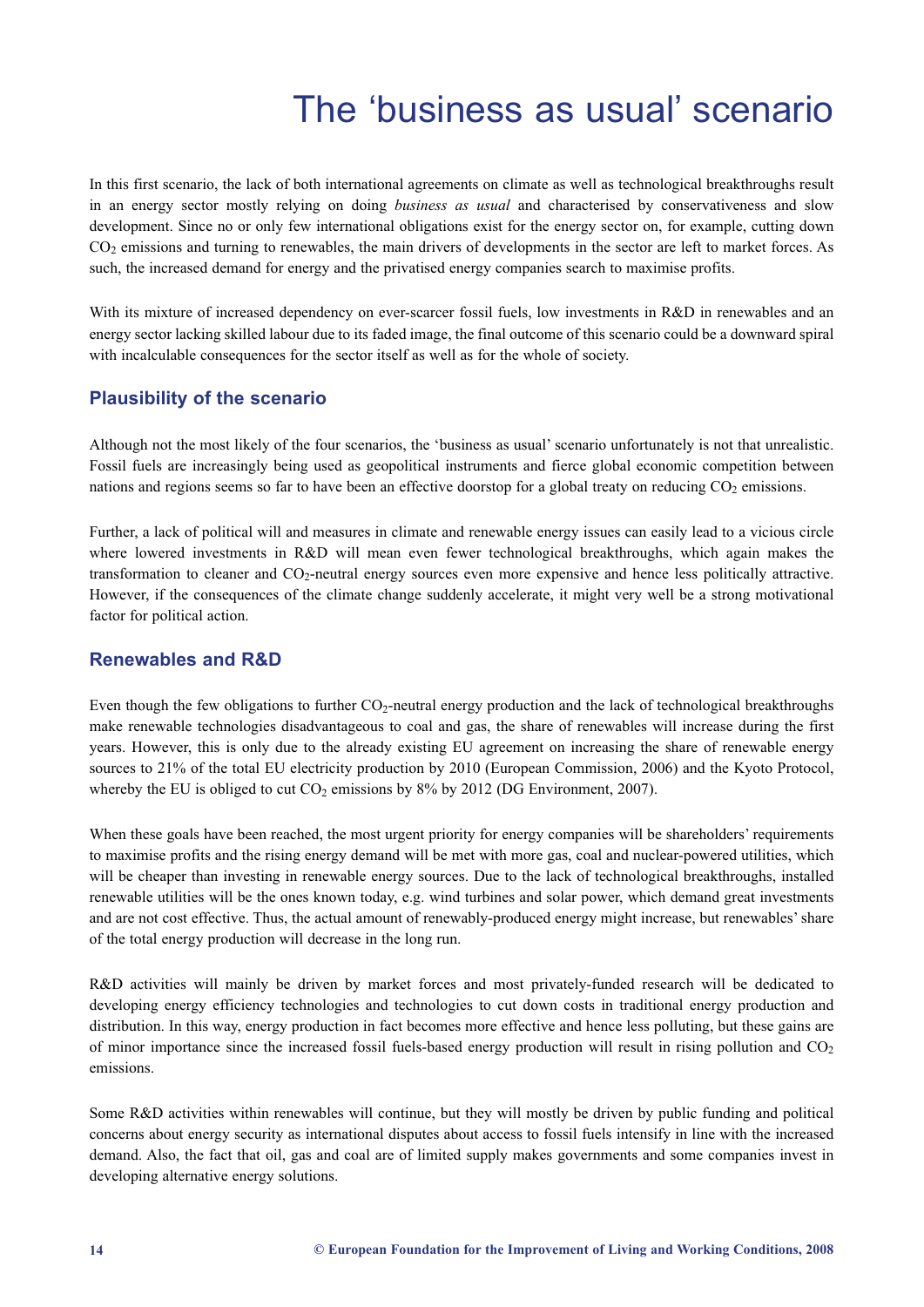# The 'business as usual' scenario

In this first scenario, the lack of both international agreements on climate as well as technological breakthroughs result in an energy sector mostly relying on doing *business as usual* and characterised by conservativeness and slow development. Since no or only few international obligations exist for the energy sector on, for example, cutting down $CO_2$ emissions and turning to renewables, the main drivers of developments in the sector are left to market forces. As such, the increased demand for energy and the privatised energy companies search to maximise profits.

With its mixture of increased dependency on ever-scarcer fossil fuels, low investments in R&D in renewables and an energy sector lacking skilled labour due to its faded image, the final outcome of this scenario could be a downward spiral with incalculable consequences for the sector itself as well as for the whole of society.

## Plausibility of the scenario

Although not the most likely of the four scenarios, the 'business as usual' scenario unfortunately is not that unrealistic. Fossil fuels are increasingly being used as geopolitical instruments and fierce global economic competition between nations and regions seems so far to have been an effective doorstop for a global treaty on reducing $CO_2$ emissions.

Further, a lack of political will and measures in climate and renewable energy issues can easily lead to a vicious circle where lowered investments in R&D will mean even fewer technological breakthroughs, which again makes the transformation to cleaner and $CO_2$-neutral energy sources even more expensive and hence less politically attractive. However, if the consequences of the climate change suddenly accelerate, it might very well be a strong motivational factor for political action.

## Renewables and R&D

Even though the few obligations to further $CO_2$-neutral energy production and the lack of technological breakthroughs make renewable technologies disadvantageous to coal and gas, the share of renewables will increase during the first years. However, this is only due to the already existing EU agreement on increasing the share of renewable energy sources to 21% of the total EU electricity production by 2010 (European Commission, 2006) and the Kyoto Protocol, whereby the EU is obliged to cut $CO_2$ emissions by 8% by 2012 (DG Environment, 2007).

When these goals have been reached, the most urgent priority for energy companies will be shareholders' requirements to maximise profits and the rising energy demand will be met with more gas, coal and nuclear-powered utilities, which will be cheaper than investing in renewable energy sources. Due to the lack of technological breakthroughs, installed renewable utilities will be the ones known today, e.g. wind turbines and solar power, which demand great investments and are not cost effective. Thus, the actual amount of renewably-produced energy might increase, but renewables' share of the total energy production will decrease in the long run.

R&D activities will mainly be driven by market forces and most privately-funded research will be dedicated to developing energy efficiency technologies and technologies to cut down costs in traditional energy production and distribution. In this way, energy production in fact becomes more effective and hence less polluting, but these gains are of minor importance since the increased fossil fuels-based energy production will result in rising pollution and $CO_2$ emissions.

Some R&D activities within renewables will continue, but they will mostly be driven by public funding and political concerns about energy security as international disputes about access to fossil fuels intensify in line with the increased demand. Also, the fact that oil, gas and coal are of limited supply makes governments and some companies invest in developing alternative energy solutions.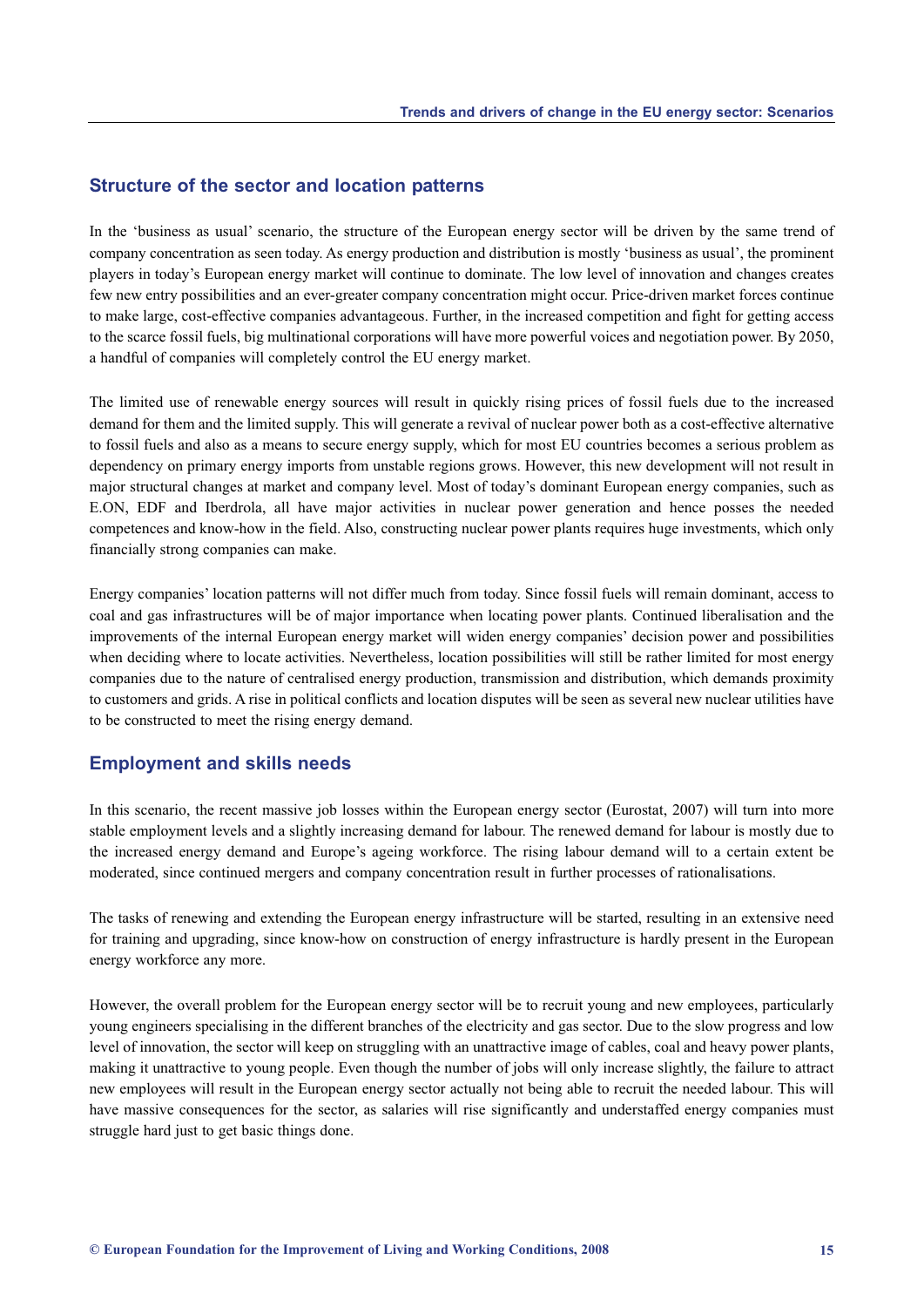## Structure of the sector and location patterns

In the 'business as usual' scenario, the structure of the European energy sector will be driven by the same trend of company concentration as seen today. As energy production and distribution is mostly 'business as usual', the prominent players in today's European energy market will continue to dominate. The low level of innovation and changes creates few new entry possibilities and an ever-greater company concentration might occur. Price-driven market forces continue to make large, cost-effective companies advantageous. Further, in the increased competition and fight for getting access to the scarce fossil fuels, big multinational corporations will have more powerful voices and negotiation power. By 2050, a handful of companies will completely control the EU energy market.

The limited use of renewable energy sources will result in quickly rising prices of fossil fuels due to the increased demand for them and the limited supply. This will generate a revival of nuclear power both as a cost-effective alternative to fossil fuels and also as a means to secure energy supply, which for most EU countries becomes a serious problem as dependency on primary energy imports from unstable regions grows. However, this new development will not result in major structural changes at market and company level. Most of today's dominant European energy companies, such as E.ON, EDF and Iberdrola, all have major activities in nuclear power generation and hence posses the needed competences and know-how in the field. Also, constructing nuclear power plants requires huge investments, which only financially strong companies can make.

Energy companies' location patterns will not differ much from today. Since fossil fuels will remain dominant, access to coal and gas infrastructures will be of major importance when locating power plants. Continued liberalisation and the improvements of the internal European energy market will widen energy companies' decision power and possibilities when deciding where to locate activities. Nevertheless, location possibilities will still be rather limited for most energy companies due to the nature of centralised energy production, transmission and distribution, which demands proximity to customers and grids. A rise in political conflicts and location disputes will be seen as several new nuclear utilities have to be constructed to meet the rising energy demand.

## Employment and skills needs

In this scenario, the recent massive job losses within the European energy sector (Eurostat, 2007) will turn into more stable employment levels and a slightly increasing demand for labour. The renewed demand for labour is mostly due to the increased energy demand and Europe's ageing workforce. The rising labour demand will to a certain extent be moderated, since continued mergers and company concentration result in further processes of rationalisations.

The tasks of renewing and extending the European energy infrastructure will be started, resulting in an extensive need for training and upgrading, since know-how on construction of energy infrastructure is hardly present in the European energy workforce any more.

However, the overall problem for the European energy sector will be to recruit young and new employees, particularly young engineers specialising in the different branches of the electricity and gas sector. Due to the slow progress and low level of innovation, the sector will keep on struggling with an unattractive image of cables, coal and heavy power plants, making it unattractive to young people. Even though the number of jobs will only increase slightly, the failure to attract new employees will result in the European energy sector actually not being able to recruit the needed labour. This will have massive consequences for the sector, as salaries will rise significantly and understaffed energy companies must struggle hard just to get basic things done.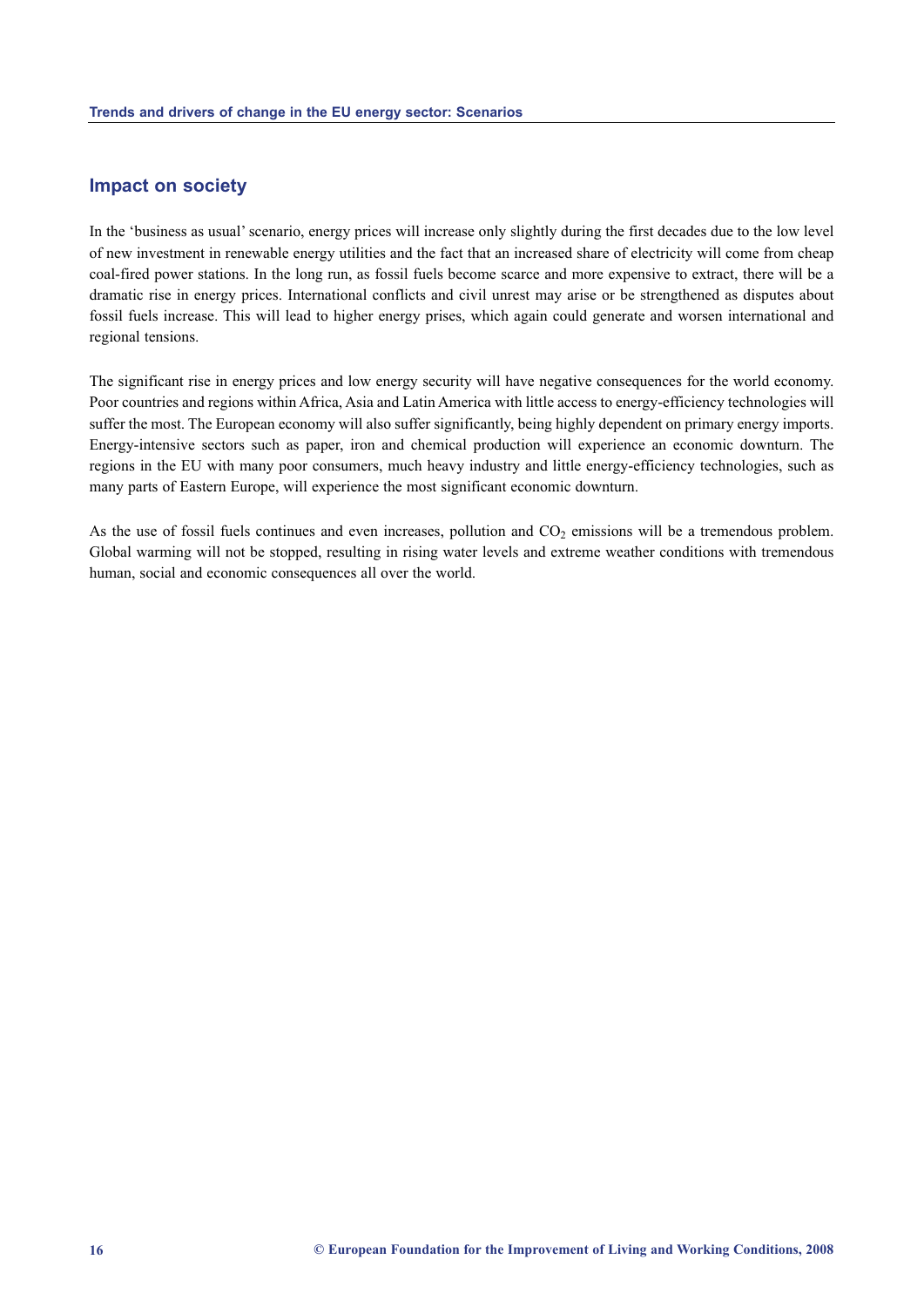## Impact on society

In the 'business as usual' scenario, energy prices will increase only slightly during the first decades due to the low level of new investment in renewable energy utilities and the fact that an increased share of electricity will come from cheap coal-fired power stations. In the long run, as fossil fuels become scarce and more expensive to extract, there will be a dramatic rise in energy prices. International conflicts and civil unrest may arise or be strengthened as disputes about fossil fuels increase. This will lead to higher energy prises, which again could generate and worsen international and regional tensions.

The significant rise in energy prices and low energy security will have negative consequences for the world economy. Poor countries and regions within Africa, Asia and Latin America with little access to energy-efficiency technologies will suffer the most. The European economy will also suffer significantly, being highly dependent on primary energy imports. Energy-intensive sectors such as paper, iron and chemical production will experience an economic downturn. The regions in the EU with many poor consumers, much heavy industry and little energy-efficiency technologies, such as many parts of Eastern Europe, will experience the most significant economic downturn.

As the use of fossil fuels continues and even increases, pollution and $CO_2$ emissions will be a tremendous problem. Global warming will not be stopped, resulting in rising water levels and extreme weather conditions with tremendous human, social and economic consequences all over the world.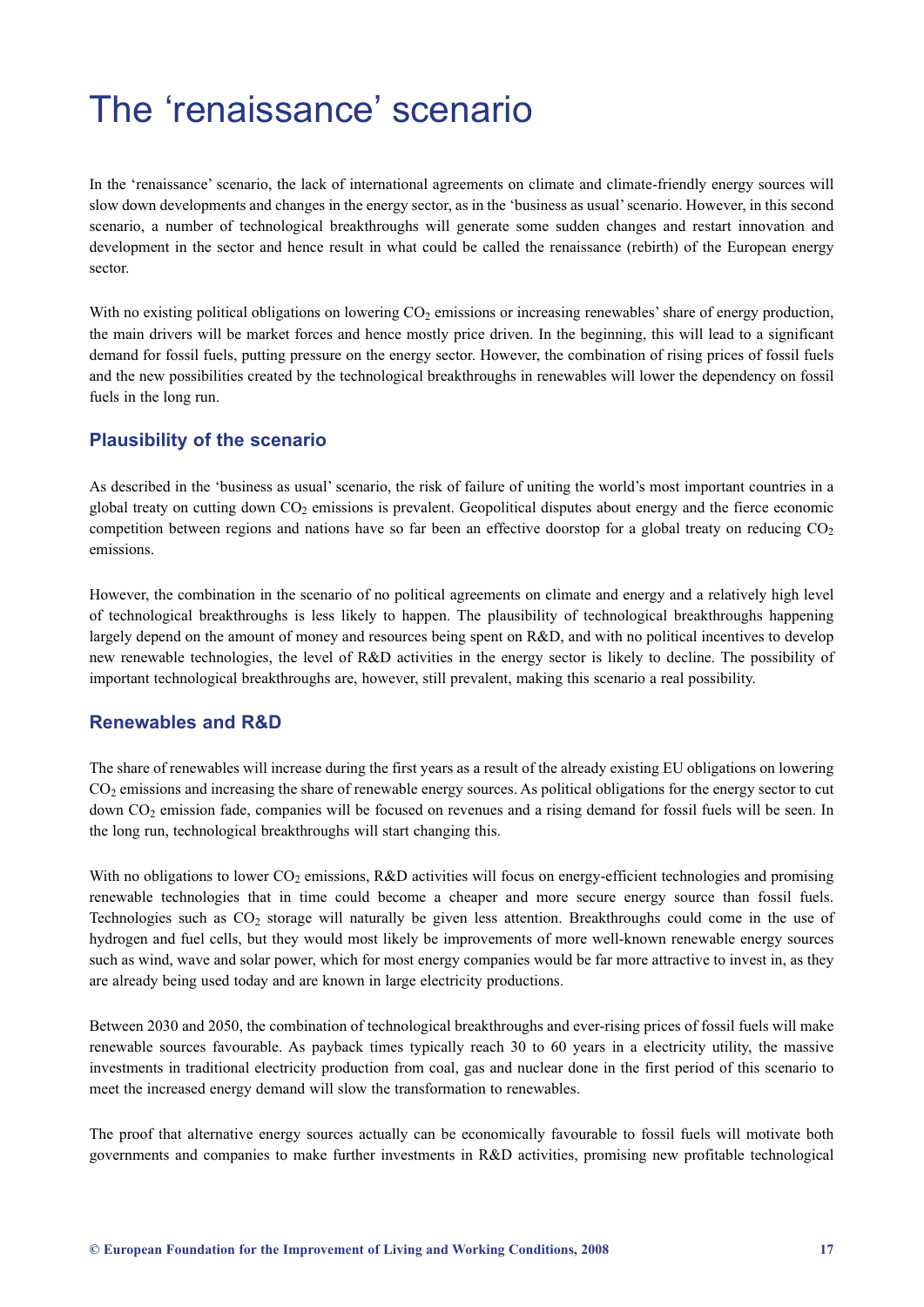# The 'renaissance' scenario

In the 'renaissance' scenario, the lack of international agreements on climate and climate-friendly energy sources will slow down developments and changes in the energy sector, as in the 'business as usual' scenario. However, in this second scenario, a number of technological breakthroughs will generate some sudden changes and restart innovation and development in the sector and hence result in what could be called the renaissance (rebirth) of the European energy sector.

With no existing political obligations on lowering $CO_2$ emissions or increasing renewables' share of energy production, the main drivers will be market forces and hence mostly price driven. In the beginning, this will lead to a significant demand for fossil fuels, putting pressure on the energy sector. However, the combination of rising prices of fossil fuels and the new possibilities created by the technological breakthroughs in renewables will lower the dependency on fossil fuels in the long run.

## Plausibility of the scenario

As described in the 'business as usual' scenario, the risk of failure of uniting the world's most important countries in a global treaty on cutting down $CO_2$ emissions is prevalent. Geopolitical disputes about energy and the fierce economic competition between regions and nations have so far been an effective doorstop for a global treaty on reducing $CO_2$ emissions.

However, the combination in the scenario of no political agreements on climate and energy and a relatively high level of technological breakthroughs is less likely to happen. The plausibility of technological breakthroughs happening largely depend on the amount of money and resources being spent on R&D, and with no political incentives to develop new renewable technologies, the level of R&D activities in the energy sector is likely to decline. The possibility of important technological breakthroughs are, however, still prevalent, making this scenario a real possibility.

## Renewables and R&D

The share of renewables will increase during the first years as a result of the already existing EU obligations on lowering $CO_2$ emissions and increasing the share of renewable energy sources. As political obligations for the energy sector to cut down $CO_2$ emission fade, companies will be focused on revenues and a rising demand for fossil fuels will be seen. In the long run, technological breakthroughs will start changing this.

With no obligations to lower $CO_2$ emissions, R&D activities will focus on energy-efficient technologies and promising renewable technologies that in time could become a cheaper and more secure energy source than fossil fuels. Technologies such as $CO_2$ storage will naturally be given less attention. Breakthroughs could come in the use of hydrogen and fuel cells, but they would most likely be improvements of more well-known renewable energy sources such as wind, wave and solar power, which for most energy companies would be far more attractive to invest in, as they are already being used today and are known in large electricity productions.

Between 2030 and 2050, the combination of technological breakthroughs and ever-rising prices of fossil fuels will make renewable sources favourable. As payback times typically reach 30 to 60 years in a electricity utility, the massive investments in traditional electricity production from coal, gas and nuclear done in the first period of this scenario to meet the increased energy demand will slow the transformation to renewables.

The proof that alternative energy sources actually can be economically favourable to fossil fuels will motivate both governments and companies to make further investments in R&D activities, promising new profitable technological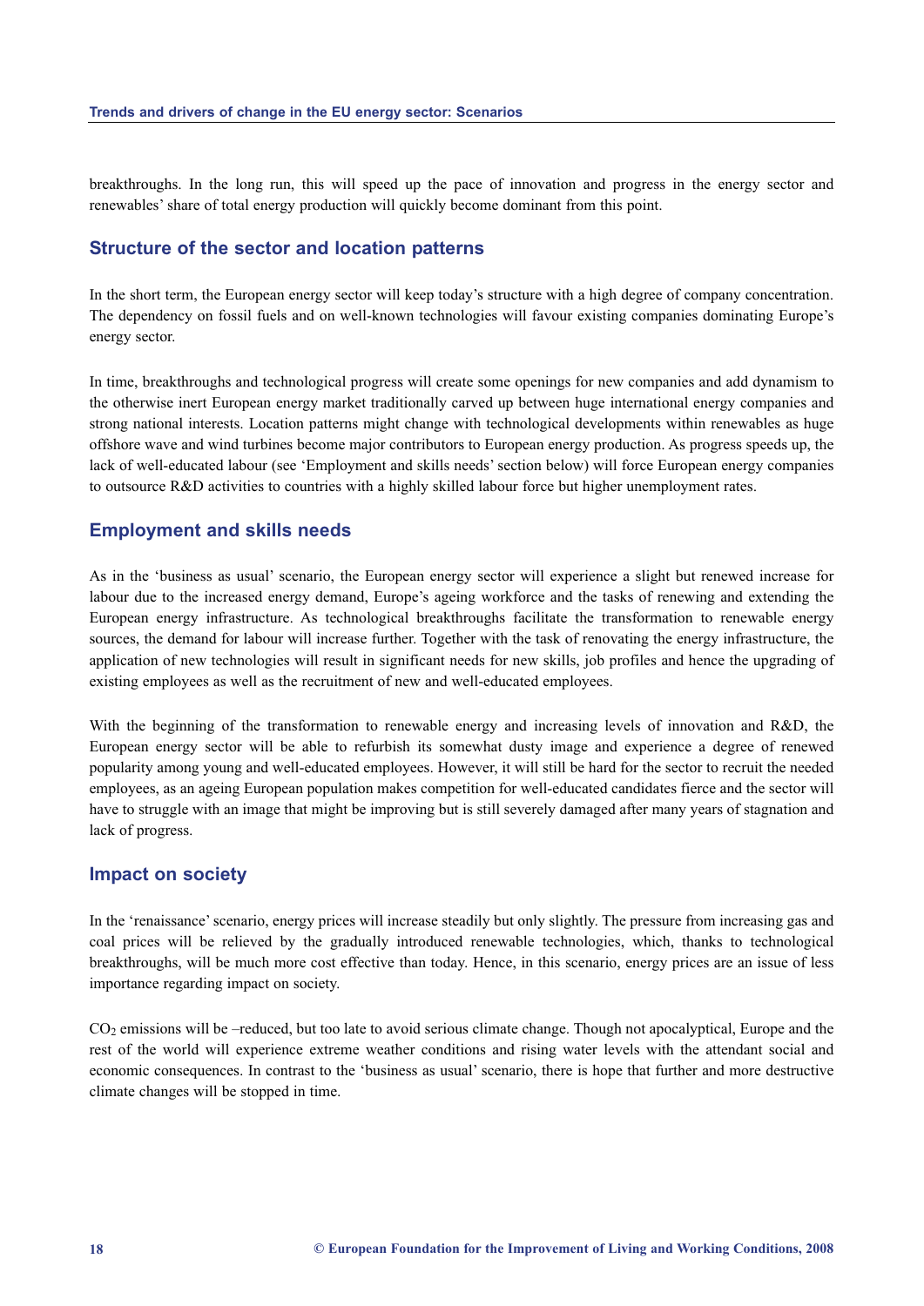breakthroughs. In the long run, this will speed up the pace of innovation and progress in the energy sector and renewables' share of total energy production will quickly become dominant from this point.

## Structure of the sector and location patterns

In the short term, the European energy sector will keep today's structure with a high degree of company concentration. The dependency on fossil fuels and on well-known technologies will favour existing companies dominating Europe's energy sector.

In time, breakthroughs and technological progress will create some openings for new companies and add dynamism to the otherwise inert European energy market traditionally carved up between huge international energy companies and strong national interests. Location patterns might change with technological developments within renewables as huge offshore wave and wind turbines become major contributors to European energy production. As progress speeds up, the lack of well-educated labour (see 'Employment and skills needs' section below) will force European energy companies to outsource R&D activities to countries with a highly skilled labour force but higher unemployment rates.

## Employment and skills needs

As in the 'business as usual' scenario, the European energy sector will experience a slight but renewed increase for labour due to the increased energy demand, Europe's ageing workforce and the tasks of renewing and extending the European energy infrastructure. As technological breakthroughs facilitate the transformation to renewable energy sources, the demand for labour will increase further. Together with the task of renovating the energy infrastructure, the application of new technologies will result in significant needs for new skills, job profiles and hence the upgrading of existing employees as well as the recruitment of new and well-educated employees.

With the beginning of the transformation to renewable energy and increasing levels of innovation and R&D, the European energy sector will be able to refurbish its somewhat dusty image and experience a degree of renewed popularity among young and well-educated employees. However, it will still be hard for the sector to recruit the needed employees, as an ageing European population makes competition for well-educated candidates fierce and the sector will have to struggle with an image that might be improving but is still severely damaged after many years of stagnation and lack of progress.

## Impact on society

In the 'renaissance' scenario, energy prices will increase steadily but only slightly. The pressure from increasing gas and coal prices will be relieved by the gradually introduced renewable technologies, which, thanks to technological breakthroughs, will be much more cost effective than today. Hence, in this scenario, energy prices are an issue of less importance regarding impact on society.

$CO_2$ emissions will be –reduced, but too late to avoid serious climate change. Though not apocalyptical, Europe and the rest of the world will experience extreme weather conditions and rising water levels with the attendant social and economic consequences. In contrast to the 'business as usual' scenario, there is hope that further and more destructive climate changes will be stopped in time.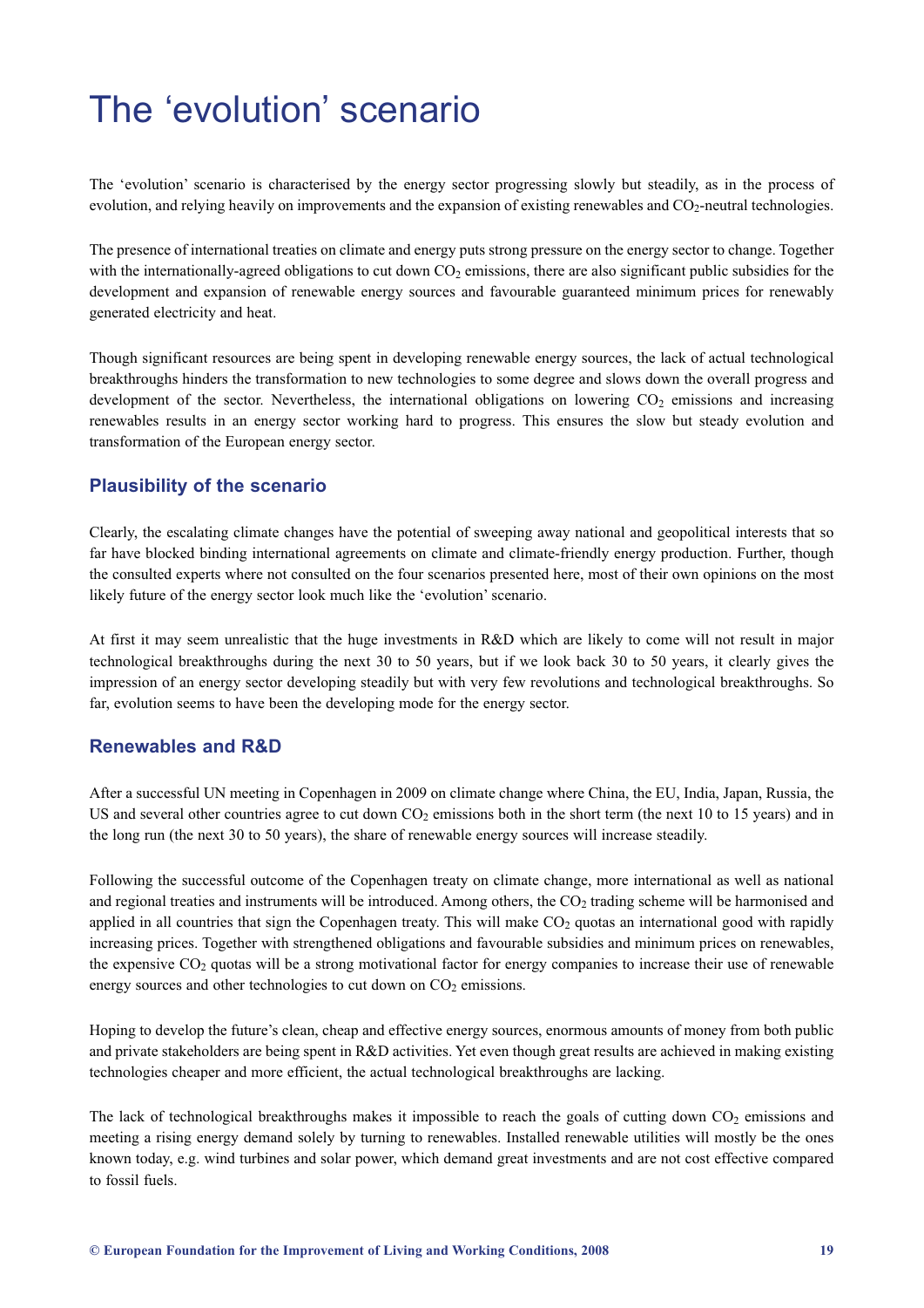# The 'evolution' scenario

The 'evolution' scenario is characterised by the energy sector progressing slowly but steadily, as in the process of evolution, and relying heavily on improvements and the expansion of existing renewables and $CO_2$-neutral technologies.

The presence of international treaties on climate and energy puts strong pressure on the energy sector to change. Together with the internationally-agreed obligations to cut down $CO_2$ emissions, there are also significant public subsidies for the development and expansion of renewable energy sources and favourable guaranteed minimum prices for renewably generated electricity and heat.

Though significant resources are being spent in developing renewable energy sources, the lack of actual technological breakthroughs hinders the transformation to new technologies to some degree and slows down the overall progress and development of the sector. Nevertheless, the international obligations on lowering $CO_2$ emissions and increasing renewables results in an energy sector working hard to progress. This ensures the slow but steady evolution and transformation of the European energy sector.

## Plausibility of the scenario

Clearly, the escalating climate changes have the potential of sweeping away national and geopolitical interests that so far have blocked binding international agreements on climate and climate-friendly energy production. Further, though the consulted experts where not consulted on the four scenarios presented here, most of their own opinions on the most likely future of the energy sector look much like the 'evolution' scenario.

At first it may seem unrealistic that the huge investments in R&D which are likely to come will not result in major technological breakthroughs during the next 30 to 50 years, but if we look back 30 to 50 years, it clearly gives the impression of an energy sector developing steadily but with very few revolutions and technological breakthroughs. So far, evolution seems to have been the developing mode for the energy sector.

## Renewables and R&D

After a successful UN meeting in Copenhagen in 2009 on climate change where China, the EU, India, Japan, Russia, the US and several other countries agree to cut down $CO_2$ emissions both in the short term (the next 10 to 15 years) and in the long run (the next 30 to 50 years), the share of renewable energy sources will increase steadily.

Following the successful outcome of the Copenhagen treaty on climate change, more international as well as national and regional treaties and instruments will be introduced. Among others, the $CO_2$ trading scheme will be harmonised and applied in all countries that sign the Copenhagen treaty. This will make $CO_2$ quotas an international good with rapidly increasing prices. Together with strengthened obligations and favourable subsidies and minimum prices on renewables, the expensive $CO_2$ quotas will be a strong motivational factor for energy companies to increase their use of renewable energy sources and other technologies to cut down on $CO_2$ emissions.

Hoping to develop the future's clean, cheap and effective energy sources, enormous amounts of money from both public and private stakeholders are being spent in R&D activities. Yet even though great results are achieved in making existing technologies cheaper and more efficient, the actual technological breakthroughs are lacking.

The lack of technological breakthroughs makes it impossible to reach the goals of cutting down $CO_2$ emissions and meeting a rising energy demand solely by turning to renewables. Installed renewable utilities will mostly be the ones known today, e.g. wind turbines and solar power, which demand great investments and are not cost effective compared to fossil fuels.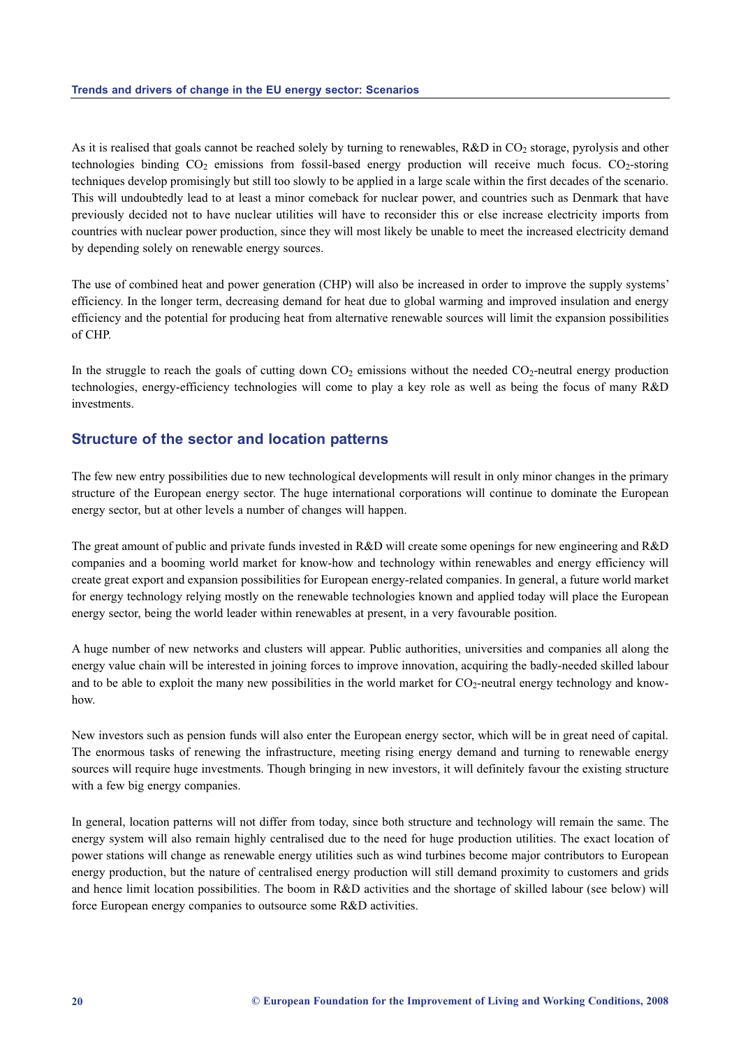As it is realised that goals cannot be reached solely by turning to renewables, R&D in $CO_2$ storage, pyrolysis and other technologies binding $CO_2$ emissions from fossil-based energy production will receive much focus. $CO_2$-storing techniques develop promisingly but still too slowly to be applied in a large scale within the first decades of the scenario. This will undoubtedly lead to at least a minor comeback for nuclear power, and countries such as Denmark that have previously decided not to have nuclear utilities will have to reconsider this or else increase electricity imports from countries with nuclear power production, since they will most likely be unable to meet the increased electricity demand by depending solely on renewable energy sources.

The use of combined heat and power generation (CHP) will also be increased in order to improve the supply systems' efficiency. In the longer term, decreasing demand for heat due to global warming and improved insulation and energy efficiency and the potential for producing heat from alternative renewable sources will limit the expansion possibilities of CHP.

In the struggle to reach the goals of cutting down $CO_2$ emissions without the needed $CO_2$-neutral energy production technologies, energy-efficiency technologies will come to play a key role as well as being the focus of many R&D investments.

## Structure of the sector and location patterns

The few new entry possibilities due to new technological developments will result in only minor changes in the primary structure of the European energy sector. The huge international corporations will continue to dominate the European energy sector, but at other levels a number of changes will happen.

The great amount of public and private funds invested in R&D will create some openings for new engineering and R&D companies and a booming world market for know-how and technology within renewables and energy efficiency will create great export and expansion possibilities for European energy-related companies. In general, a future world market for energy technology relying mostly on the renewable technologies known and applied today will place the European energy sector, being the world leader within renewables at present, in a very favourable position.

A huge number of new networks and clusters will appear. Public authorities, universities and companies all along the energy value chain will be interested in joining forces to improve innovation, acquiring the badly-needed skilled labour and to be able to exploit the many new possibilities in the world market for $CO_2$-neutral energy technology and know-how.

New investors such as pension funds will also enter the European energy sector, which will be in great need of capital. The enormous tasks of renewing the infrastructure, meeting rising energy demand and turning to renewable energy sources will require huge investments. Though bringing in new investors, it will definitely favour the existing structure with a few big energy companies.

In general, location patterns will not differ from today, since both structure and technology will remain the same. The energy system will also remain highly centralised due to the need for huge production utilities. The exact location of power stations will change as renewable energy utilities such as wind turbines become major contributors to European energy production, but the nature of centralised energy production will still demand proximity to customers and grids and hence limit location possibilities. The boom in R&D activities and the shortage of skilled labour (see below) will force European energy companies to outsource some R&D activities.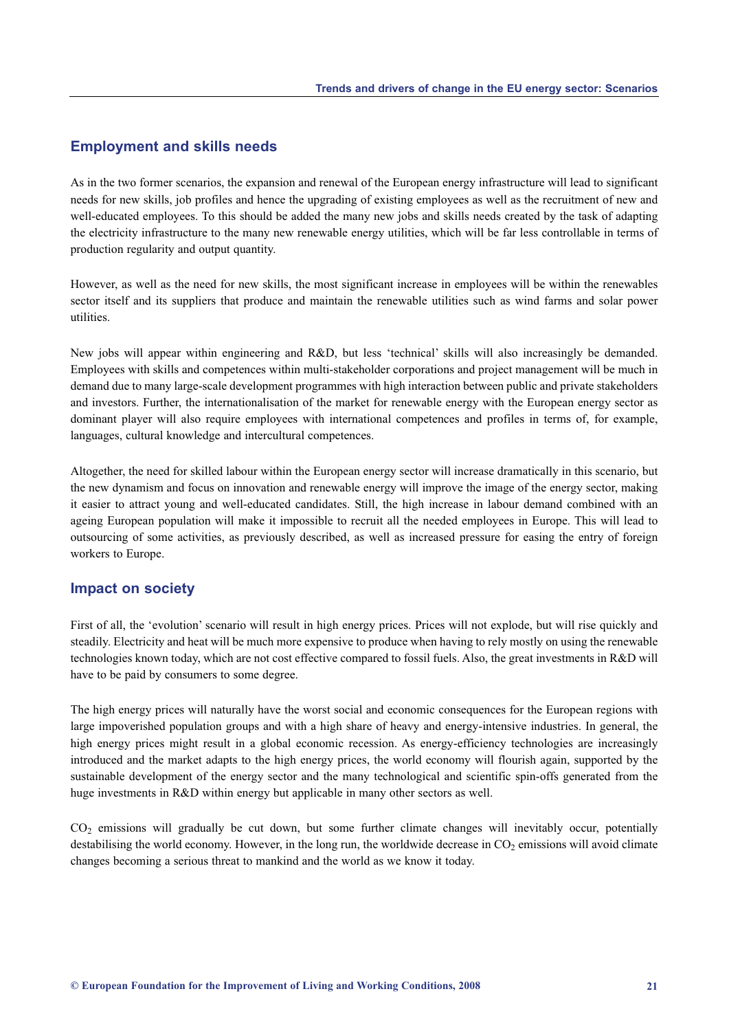## Employment and skills needs

As in the two former scenarios, the expansion and renewal of the European energy infrastructure will lead to significant needs for new skills, job profiles and hence the upgrading of existing employees as well as the recruitment of new and well-educated employees. To this should be added the many new jobs and skills needs created by the task of adapting the electricity infrastructure to the many new renewable energy utilities, which will be far less controllable in terms of production regularity and output quantity.

However, as well as the need for new skills, the most significant increase in employees will be within the renewables sector itself and its suppliers that produce and maintain the renewable utilities such as wind farms and solar power utilities.

New jobs will appear within engineering and R&D, but less 'technical' skills will also increasingly be demanded. Employees with skills and competences within multi-stakeholder corporations and project management will be much in demand due to many large-scale development programmes with high interaction between public and private stakeholders and investors. Further, the internationalisation of the market for renewable energy with the European energy sector as dominant player will also require employees with international competences and profiles in terms of, for example, languages, cultural knowledge and intercultural competences.

Altogether, the need for skilled labour within the European energy sector will increase dramatically in this scenario, but the new dynamism and focus on innovation and renewable energy will improve the image of the energy sector, making it easier to attract young and well-educated candidates. Still, the high increase in labour demand combined with an ageing European population will make it impossible to recruit all the needed employees in Europe. This will lead to outsourcing of some activities, as previously described, as well as increased pressure for easing the entry of foreign workers to Europe.

## Impact on society

First of all, the 'evolution' scenario will result in high energy prices. Prices will not explode, but will rise quickly and steadily. Electricity and heat will be much more expensive to produce when having to rely mostly on using the renewable technologies known today, which are not cost effective compared to fossil fuels. Also, the great investments in R&D will have to be paid by consumers to some degree.

The high energy prices will naturally have the worst social and economic consequences for the European regions with large impoverished population groups and with a high share of heavy and energy-intensive industries. In general, the high energy prices might result in a global economic recession. As energy-efficiency technologies are increasingly introduced and the market adapts to the high energy prices, the world economy will flourish again, supported by the sustainable development of the energy sector and the many technological and scientific spin-offs generated from the huge investments in R&D within energy but applicable in many other sectors as well.

$CO_2$ emissions will gradually be cut down, but some further climate changes will inevitably occur, potentially destabilising the world economy. However, in the long run, the worldwide decrease in $CO_2$ emissions will avoid climate changes becoming a serious threat to mankind and the world as we know it today.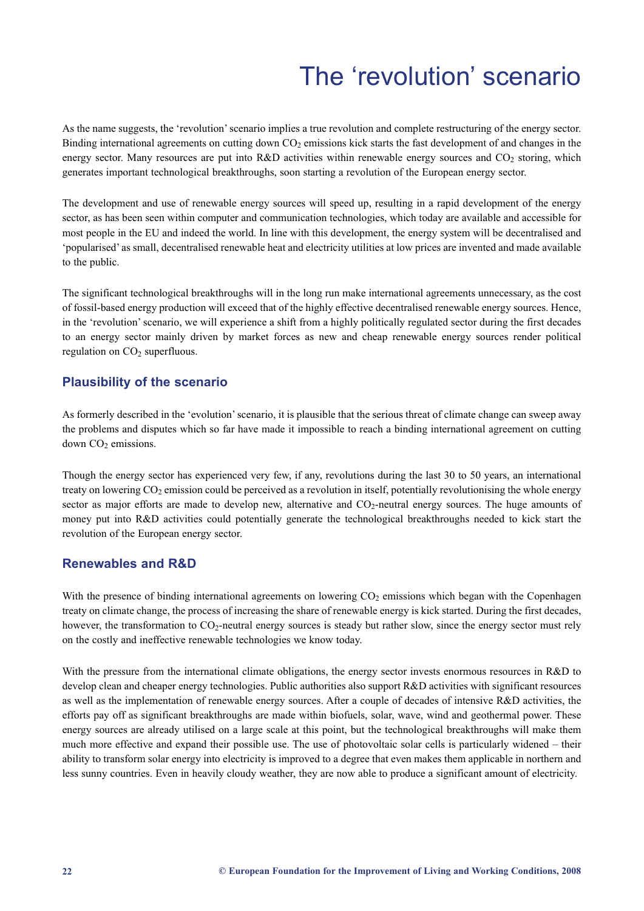# The 'revolution' scenario

As the name suggests, the 'revolution' scenario implies a true revolution and complete restructuring of the energy sector. Binding international agreements on cutting down $CO_2$ emissions kick starts the fast development of and changes in the energy sector. Many resources are put into R&D activities within renewable energy sources and $CO_2$ storing, which generates important technological breakthroughs, soon starting a revolution of the European energy sector.

The development and use of renewable energy sources will speed up, resulting in a rapid development of the energy sector, as has been seen within computer and communication technologies, which today are available and accessible for most people in the EU and indeed the world. In line with this development, the energy system will be decentralised and 'popularised' as small, decentralised renewable heat and electricity utilities at low prices are invented and made available to the public.

The significant technological breakthroughs will in the long run make international agreements unnecessary, as the cost of fossil-based energy production will exceed that of the highly effective decentralised renewable energy sources. Hence, in the 'revolution' scenario, we will experience a shift from a highly politically regulated sector during the first decades to an energy sector mainly driven by market forces as new and cheap renewable energy sources render political regulation on $CO_2$ superfluous.

## Plausibility of the scenario

As formerly described in the 'evolution' scenario, it is plausible that the serious threat of climate change can sweep away the problems and disputes which so far have made it impossible to reach a binding international agreement on cutting down $CO_2$ emissions.

Though the energy sector has experienced very few, if any, revolutions during the last 30 to 50 years, an international treaty on lowering $CO_2$ emission could be perceived as a revolution in itself, potentially revolutionising the whole energy sector as major efforts are made to develop new, alternative and $CO_2$-neutral energy sources. The huge amounts of money put into R&D activities could potentially generate the technological breakthroughs needed to kick start the revolution of the European energy sector.

## Renewables and R&D

With the presence of binding international agreements on lowering $CO_2$ emissions which began with the Copenhagen treaty on climate change, the process of increasing the share of renewable energy is kick started. During the first decades, however, the transformation to $CO_2$-neutral energy sources is steady but rather slow, since the energy sector must rely on the costly and ineffective renewable technologies we know today.

With the pressure from the international climate obligations, the energy sector invests enormous resources in R&D to develop clean and cheaper energy technologies. Public authorities also support R&D activities with significant resources as well as the implementation of renewable energy sources. After a couple of decades of intensive R&D activities, the efforts pay off as significant breakthroughs are made within biofuels, solar, wave, wind and geothermal power. These energy sources are already utilised on a large scale at this point, but the technological breakthroughs will make them much more effective and expand their possible use. The use of photovoltaic solar cells is particularly widened – their ability to transform solar energy into electricity is improved to a degree that even makes them applicable in northern and less sunny countries. Even in heavily cloudy weather, they are now able to produce a significant amount of electricity.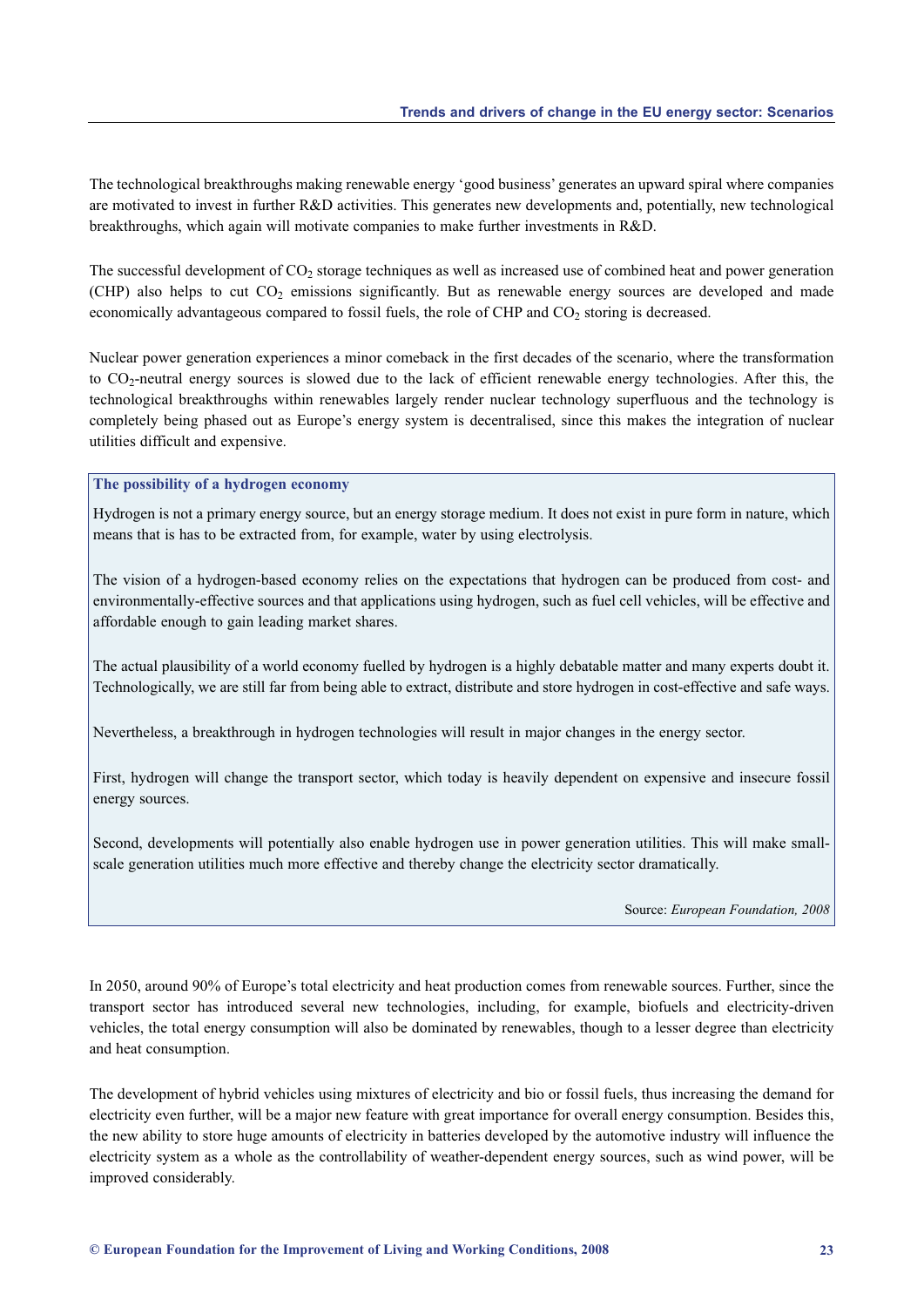The technological breakthroughs making renewable energy 'good business' generates an upward spiral where companies are motivated to invest in further R&D activities. This generates new developments and, potentially, new technological breakthroughs, which again will motivate companies to make further investments in R&D.

The successful development of $CO_2$ storage techniques as well as increased use of combined heat and power generation (CHP) also helps to cut $CO_2$ emissions significantly. But as renewable energy sources are developed and made economically advantageous compared to fossil fuels, the role of CHP and $CO_2$ storing is decreased.

Nuclear power generation experiences a minor comeback in the first decades of the scenario, where the transformation to $CO_2$-neutral energy sources is slowed due to the lack of efficient renewable energy technologies. After this, the technological breakthroughs within renewables largely render nuclear technology superfluous and the technology is completely being phased out as Europe's energy system is decentralised, since this makes the integration of nuclear utilities difficult and expensive.

**The possibility of a hydrogen economy**

Hydrogen is not a primary energy source, but an energy storage medium. It does not exist in pure form in nature, which means that is has to be extracted from, for example, water by using electrolysis.

The vision of a hydrogen-based economy relies on the expectations that hydrogen can be produced from cost- and environmentally-effective sources and that applications using hydrogen, such as fuel cell vehicles, will be effective and affordable enough to gain leading market shares.

The actual plausibility of a world economy fuelled by hydrogen is a highly debatable matter and many experts doubt it. Technologically, we are still far from being able to extract, distribute and store hydrogen in cost-effective and safe ways.

Nevertheless, a breakthrough in hydrogen technologies will result in major changes in the energy sector.

First, hydrogen will change the transport sector, which today is heavily dependent on expensive and insecure fossil energy sources.

Second, developments will potentially also enable hydrogen use in power generation utilities. This will make small-scale generation utilities much more effective and thereby change the electricity sector dramatically.

Source: *European Foundation, 2008*

In 2050, around 90% of Europe's total electricity and heat production comes from renewable sources. Further, since the transport sector has introduced several new technologies, including, for example, biofuels and electricity-driven vehicles, the total energy consumption will also be dominated by renewables, though to a lesser degree than electricity and heat consumption.

The development of hybrid vehicles using mixtures of electricity and bio or fossil fuels, thus increasing the demand for electricity even further, will be a major new feature with great importance for overall energy consumption. Besides this, the new ability to store huge amounts of electricity in batteries developed by the automotive industry will influence the electricity system as a whole as the controllability of weather-dependent energy sources, such as wind power, will be improved considerably.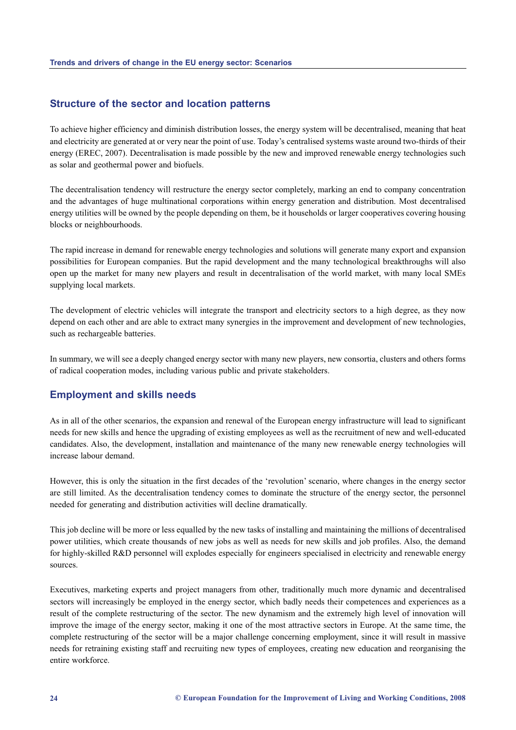## Structure of the sector and location patterns

To achieve higher efficiency and diminish distribution losses, the energy system will be decentralised, meaning that heat and electricity are generated at or very near the point of use. Today's centralised systems waste around two-thirds of their energy (EREC, 2007). Decentralisation is made possible by the new and improved renewable energy technologies such as solar and geothermal power and biofuels.

The decentralisation tendency will restructure the energy sector completely, marking an end to company concentration and the advantages of huge multinational corporations within energy generation and distribution. Most decentralised energy utilities will be owned by the people depending on them, be it households or larger cooperatives covering housing blocks or neighbourhoods.

The rapid increase in demand for renewable energy technologies and solutions will generate many export and expansion possibilities for European companies. But the rapid development and the many technological breakthroughs will also open up the market for many new players and result in decentralisation of the world market, with many local SMEs supplying local markets.

The development of electric vehicles will integrate the transport and electricity sectors to a high degree, as they now depend on each other and are able to extract many synergies in the improvement and development of new technologies, such as rechargeable batteries.

In summary, we will see a deeply changed energy sector with many new players, new consortia, clusters and others forms of radical cooperation modes, including various public and private stakeholders.

## Employment and skills needs

As in all of the other scenarios, the expansion and renewal of the European energy infrastructure will lead to significant needs for new skills and hence the upgrading of existing employees as well as the recruitment of new and well-educated candidates. Also, the development, installation and maintenance of the many new renewable energy technologies will increase labour demand.

However, this is only the situation in the first decades of the 'revolution' scenario, where changes in the energy sector are still limited. As the decentralisation tendency comes to dominate the structure of the energy sector, the personnel needed for generating and distribution activities will decline dramatically.

This job decline will be more or less equalled by the new tasks of installing and maintaining the millions of decentralised power utilities, which create thousands of new jobs as well as needs for new skills and job profiles. Also, the demand for highly-skilled R&D personnel will explodes especially for engineers specialised in electricity and renewable energy sources.

Executives, marketing experts and project managers from other, traditionally much more dynamic and decentralised sectors will increasingly be employed in the energy sector, which badly needs their competences and experiences as a result of the complete restructuring of the sector. The new dynamism and the extremely high level of innovation will improve the image of the energy sector, making it one of the most attractive sectors in Europe. At the same time, the complete restructuring of the sector will be a major challenge concerning employment, since it will result in massive needs for retraining existing staff and recruiting new types of employees, creating new education and reorganising the entire workforce.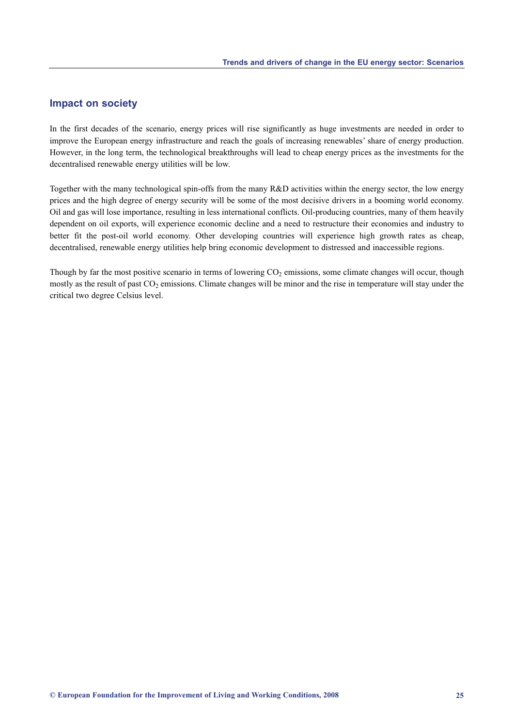## Impact on society

In the first decades of the scenario, energy prices will rise significantly as huge investments are needed in order to improve the European energy infrastructure and reach the goals of increasing renewables' share of energy production. However, in the long term, the technological breakthroughs will lead to cheap energy prices as the investments for the decentralised renewable energy utilities will be low.

Together with the many technological spin-offs from the many R&D activities within the energy sector, the low energy prices and the high degree of energy security will be some of the most decisive drivers in a booming world economy. Oil and gas will lose importance, resulting in less international conflicts. Oil-producing countries, many of them heavily dependent on oil exports, will experience economic decline and a need to restructure their economies and industry to better fit the post-oil world economy. Other developing countries will experience high growth rates as cheap, decentralised, renewable energy utilities help bring economic development to distressed and inaccessible regions.

Though by far the most positive scenario in terms of lowering $CO_2$ emissions, some climate changes will occur, though mostly as the result of past $CO_2$ emissions. Climate changes will be minor and the rise in temperature will stay under the critical two degree Celsius level.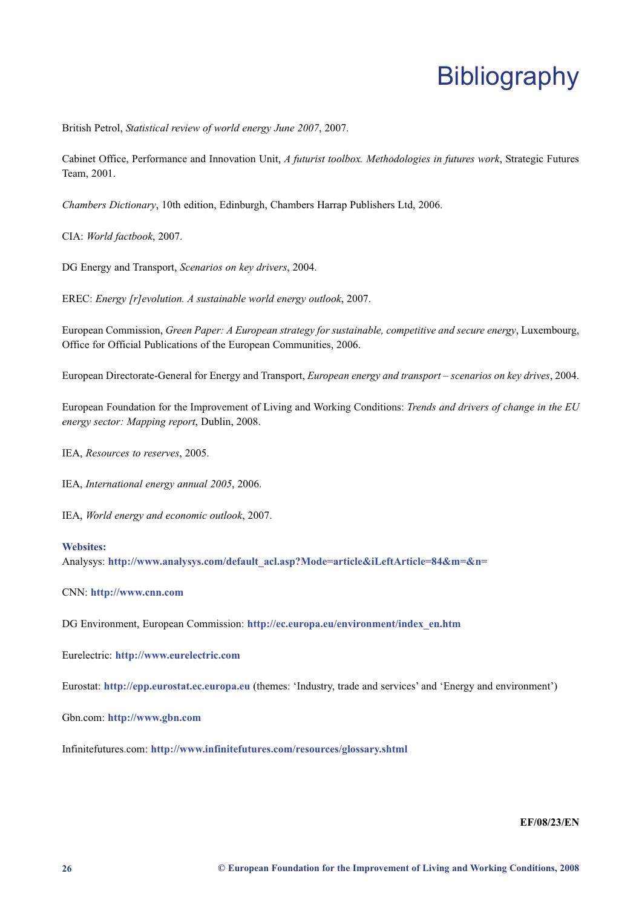# Bibliography

British Petrol, *Statistical review of world energy June 2007*, 2007.

Cabinet Office, Performance and Innovation Unit, *A futurist toolbox. Methodologies in futures work*, Strategic Futures Team, 2001.

*Chambers Dictionary*, 10th edition, Edinburgh, Chambers Harrap Publishers Ltd, 2006.

CIA: *World factbook*, 2007.

DG Energy and Transport, *Scenarios on key drivers*, 2004.

EREC: *Energy [r]evolution. A sustainable world energy outlook*, 2007.

European Commission, *Green Paper: A European strategy for sustainable, competitive and secure energy*, Luxembourg, Office for Official Publications of the European Communities, 2006.

European Directorate-General for Energy and Transport, *European energy and transport – scenarios on key drives*, 2004.

European Foundation for the Improvement of Living and Working Conditions: *Trends and drivers of change in the EU energy sector: Mapping report*, Dublin, 2008.

IEA, *Resources to reserves*, 2005.

IEA, *International energy annual 2005*, 2006.

IEA, *World energy and economic outlook*, 2007.

**Websites:**

Analysys: **http://www.analysys.com/default_acl.asp?Mode=article&iLeftArticle=84&m=&n=**

CNN: **http://www.cnn.com**

DG Environment, European Commission: **http://ec.europa.eu/environment/index_en.htm**

Eurelectric: **http://www.eurelectric.com**

Eurostat: **http://epp.eurostat.ec.europa.eu** (themes: 'Industry, trade and services' and 'Energy and environment')

Gbn.com: **http://www.gbn.com**

Infinitefutures.com: **http://www.infinitefutures.com/resources/glossary.shtml**

**EF/08/23/EN**

**© European Foundation for the Improvement of Living and Working Conditions, 2008**